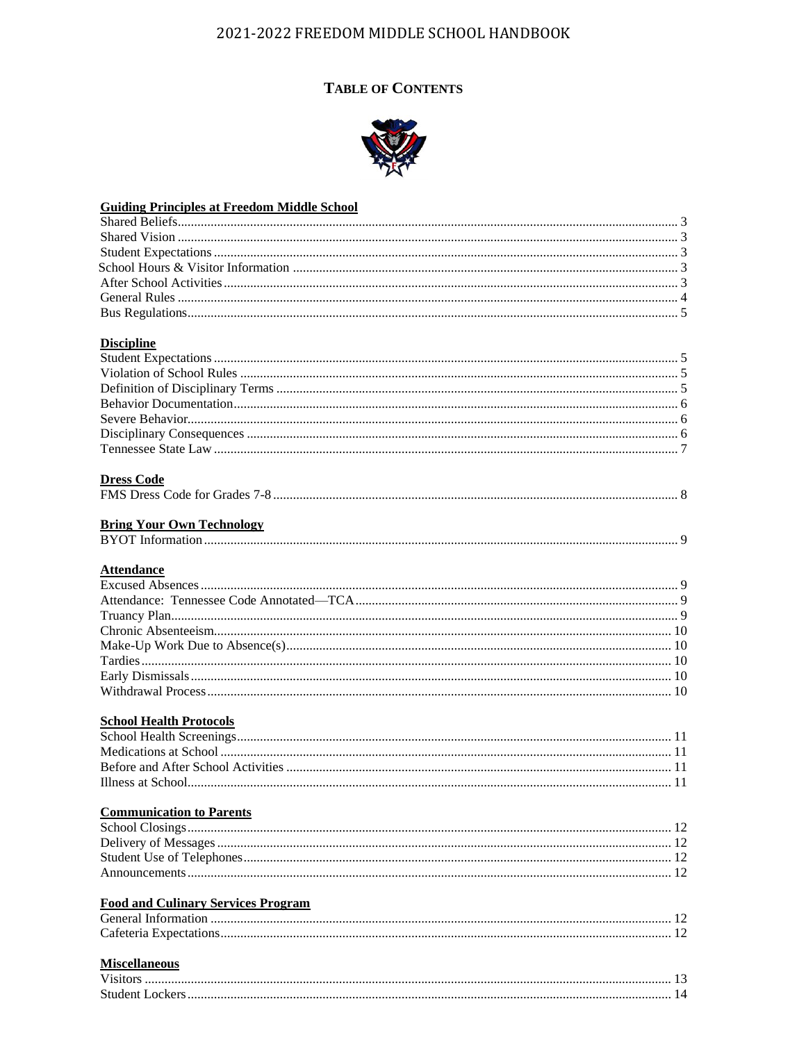# 2021-2022 FREEDOM MIDDLE SCHOOL HANDBOOK

## TABLE OF CONTENTS

**Guiding Principles at Freedom Middle School**

| | |
|---|---|
| Shared Beliefs | 3 |
| Shared Vision | 3 |
| Student Expectations | 3 |
| School Hours & Visitor Information | 3 |
| After School Activities | 3 |
| General Rules | 4 |
| Bus Regulations | 5 |

**Discipline**

| | |
|---|---|
| Student Expectations | 5 |
| Violation of School Rules | 5 |
| Definition of Disciplinary Terms | 5 |
| Behavior Documentation | 6 |
| Severe Behavior | 6 |
| Disciplinary Consequences | 6 |
| Tennessee State Law | 7 |

**Dress Code**

| | |
|---|---|
| FMS Dress Code for Grades 7-8 | 8 |

**Bring Your Own Technology**

| | |
|---|---|
| BYOT Information | 9 |

**Attendance**

| | |
|---|---|
| Excused Absences | 9 |
| Attendance: Tennessee Code Annotated—TCA | 9 |
| Truancy Plan | 9 |
| Chronic Absenteeism | 10 |
| Make-Up Work Due to Absence(s) | 10 |
| Tardies | 10 |
| Early Dismissals | 10 |
| Withdrawal Process | 10 |

**School Health Protocols**

| | |
|---|---|
| School Health Screenings | 11 |
| Medications at School | 11 |
| Before and After School Activities | 11 |
| Illness at School | 11 |

**Communication to Parents**

| | |
|---|---|
| School Closings | 12 |
| Delivery of Messages | 12 |
| Student Use of Telephones | 12 |
| Announcements | 12 |

**Food and Culinary Services Program**

| | |
|---|---|
| General Information | 12 |
| Cafeteria Expectations | 12 |

**Miscellaneous**

| | |
|---|---|
| Visitors | 13 |
| Student Lockers | 14 |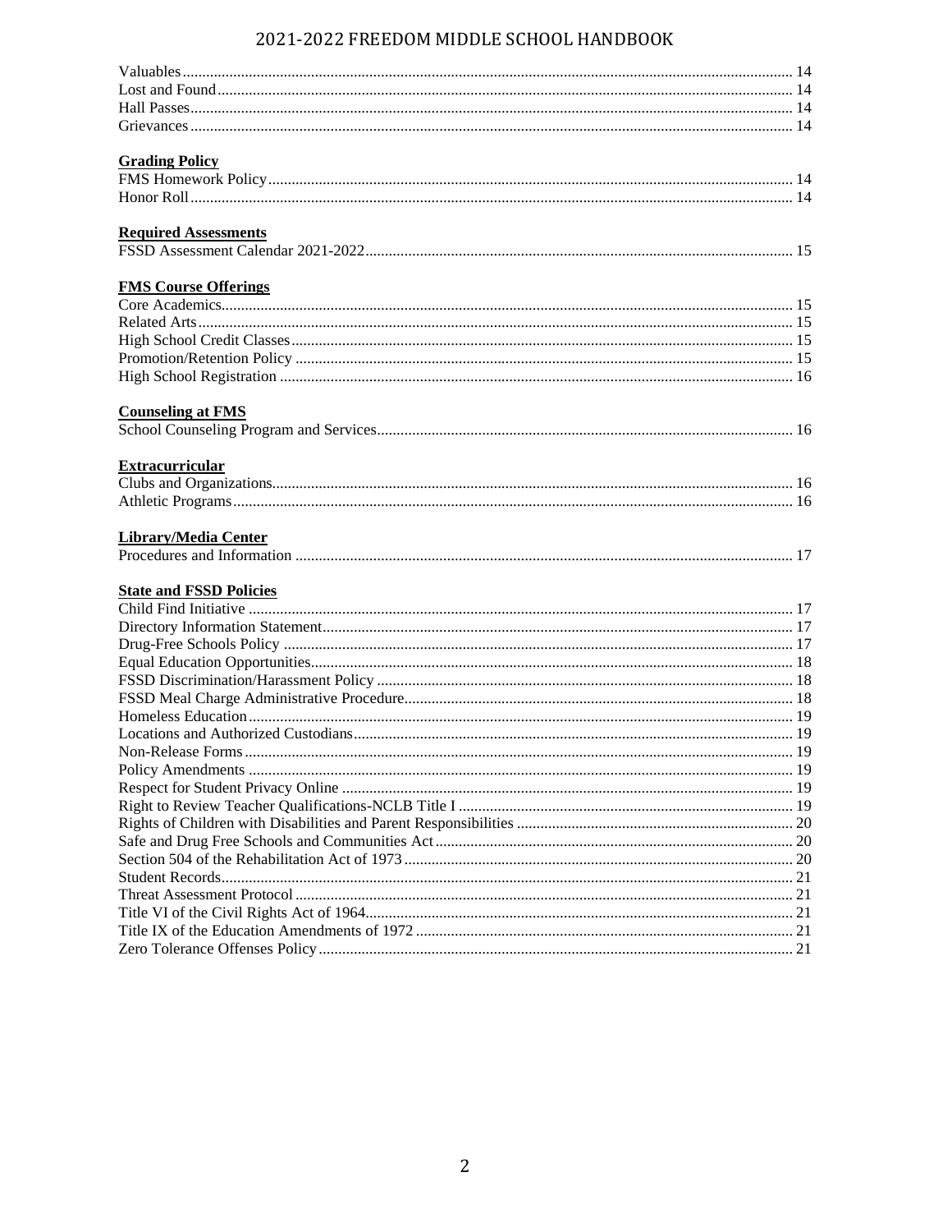Valuables ........ 14
Lost and Found ........ 14
Hall Passes ........ 14
Grievances ........ 14

**Grading Policy**

FMS Homework Policy ........ 14
Honor Roll ........ 14

**Required Assessments**

FSSD Assessment Calendar 2021-2022 ........ 15

**FMS Course Offerings**

Core Academics ........ 15
Related Arts ........ 15
High School Credit Classes ........ 15
Promotion/Retention Policy ........ 15
High School Registration ........ 16

**Counseling at FMS**

School Counseling Program and Services ........ 16

**Extracurricular**

Clubs and Organizations ........ 16
Athletic Programs ........ 16

**Library/Media Center**

Procedures and Information ........ 17

**State and FSSD Policies**

Child Find Initiative ........ 17
Directory Information Statement ........ 17
Drug-Free Schools Policy ........ 17
Equal Education Opportunities ........ 18
FSSD Discrimination/Harassment Policy ........ 18
FSSD Meal Charge Administrative Procedure ........ 18
Homeless Education ........ 19
Locations and Authorized Custodians ........ 19
Non-Release Forms ........ 19
Policy Amendments ........ 19
Respect for Student Privacy Online ........ 19
Right to Review Teacher Qualifications-NCLB Title I ........ 19
Rights of Children with Disabilities and Parent Responsibilities ........ 20
Safe and Drug Free Schools and Communities Act ........ 20
Section 504 of the Rehabilitation Act of 1973 ........ 20
Student Records ........ 21
Threat Assessment Protocol ........ 21
Title VI of the Civil Rights Act of 1964 ........ 21
Title IX of the Education Amendments of 1972 ........ 21
Zero Tolerance Offenses Policy ........ 21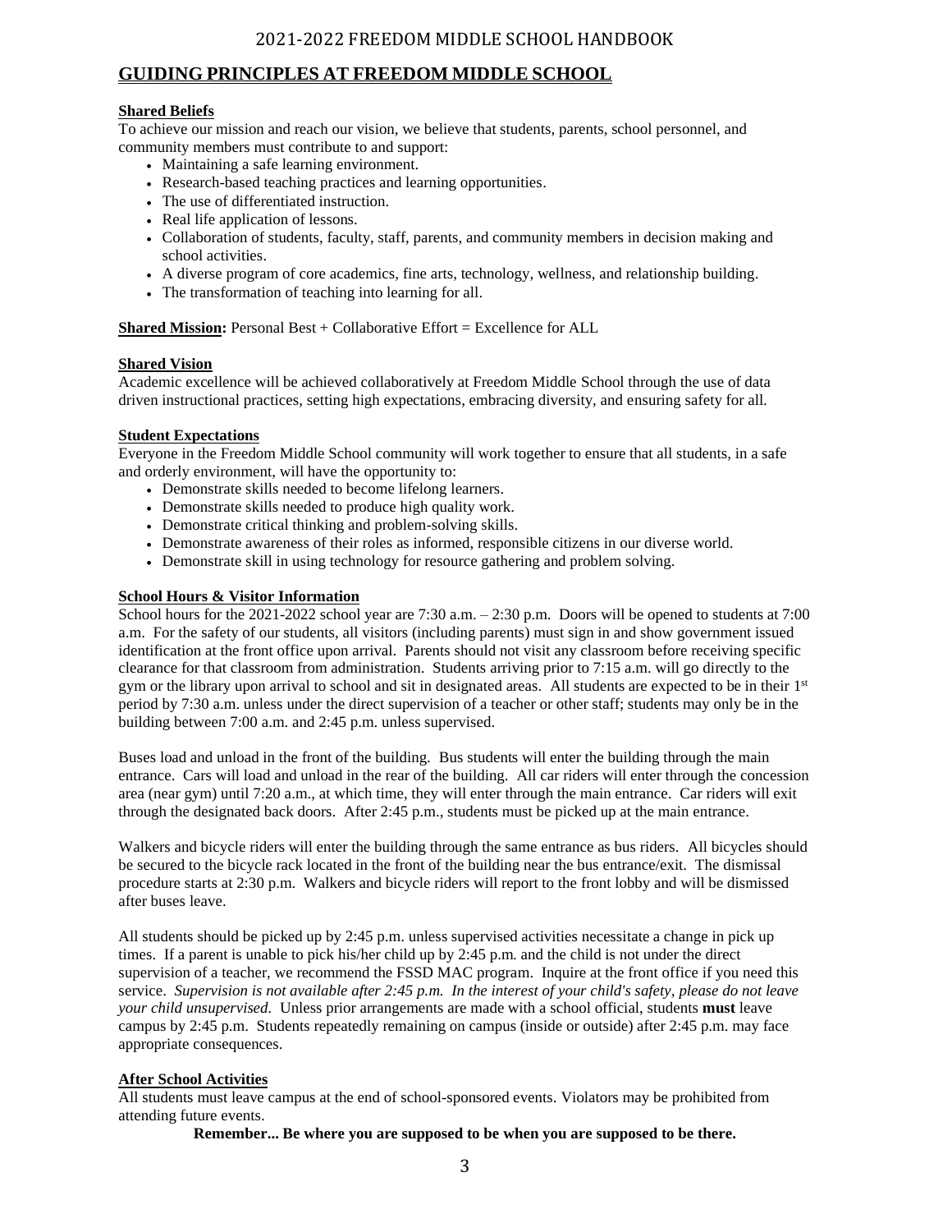## GUIDING PRINCIPLES AT FREEDOM MIDDLE SCHOOL

**Shared Beliefs**

To achieve our mission and reach our vision, we believe that students, parents, school personnel, and community members must contribute to and support:

- Maintaining a safe learning environment.
- Research-based teaching practices and learning opportunities.
- The use of differentiated instruction.
- Real life application of lessons.
- Collaboration of students, faculty, staff, parents, and community members in decision making and school activities.
- A diverse program of core academics, fine arts, technology, wellness, and relationship building.
- The transformation of teaching into learning for all.

**Shared Mission:** Personal Best + Collaborative Effort = Excellence for ALL

**Shared Vision**

Academic excellence will be achieved collaboratively at Freedom Middle School through the use of data driven instructional practices, setting high expectations, embracing diversity, and ensuring safety for all.

**Student Expectations**

Everyone in the Freedom Middle School community will work together to ensure that all students, in a safe and orderly environment, will have the opportunity to:

- Demonstrate skills needed to become lifelong learners.
- Demonstrate skills needed to produce high quality work.
- Demonstrate critical thinking and problem-solving skills.
- Demonstrate awareness of their roles as informed, responsible citizens in our diverse world.
- Demonstrate skill in using technology for resource gathering and problem solving.

**School Hours & Visitor Information**

School hours for the 2021-2022 school year are 7:30 a.m. – 2:30 p.m. Doors will be opened to students at 7:00 a.m. For the safety of our students, all visitors (including parents) must sign in and show government issued identification at the front office upon arrival. Parents should not visit any classroom before receiving specific clearance for that classroom from administration. Students arriving prior to 7:15 a.m. will go directly to the gym or the library upon arrival to school and sit in designated areas. All students are expected to be in their 1st period by 7:30 a.m. unless under the direct supervision of a teacher or other staff; students may only be in the building between 7:00 a.m. and 2:45 p.m. unless supervised.

Buses load and unload in the front of the building. Bus students will enter the building through the main entrance. Cars will load and unload in the rear of the building. All car riders will enter through the concession area (near gym) until 7:20 a.m., at which time, they will enter through the main entrance. Car riders will exit through the designated back doors. After 2:45 p.m., students must be picked up at the main entrance.

Walkers and bicycle riders will enter the building through the same entrance as bus riders. All bicycles should be secured to the bicycle rack located in the front of the building near the bus entrance/exit. The dismissal procedure starts at 2:30 p.m. Walkers and bicycle riders will report to the front lobby and will be dismissed after buses leave.

All students should be picked up by 2:45 p.m. unless supervised activities necessitate a change in pick up times. If a parent is unable to pick his/her child up by 2:45 p.m. and the child is not under the direct supervision of a teacher, we recommend the FSSD MAC program. Inquire at the front office if you need this service. *Supervision is not available after 2:45 p.m. In the interest of your child's safety, please do not leave your child unsupervised.* Unless prior arrangements are made with a school official, students **must** leave campus by 2:45 p.m. Students repeatedly remaining on campus (inside or outside) after 2:45 p.m. may face appropriate consequences.

**After School Activities**

All students must leave campus at the end of school-sponsored events. Violators may be prohibited from attending future events.

**Remember... Be where you are supposed to be when you are supposed to be there.**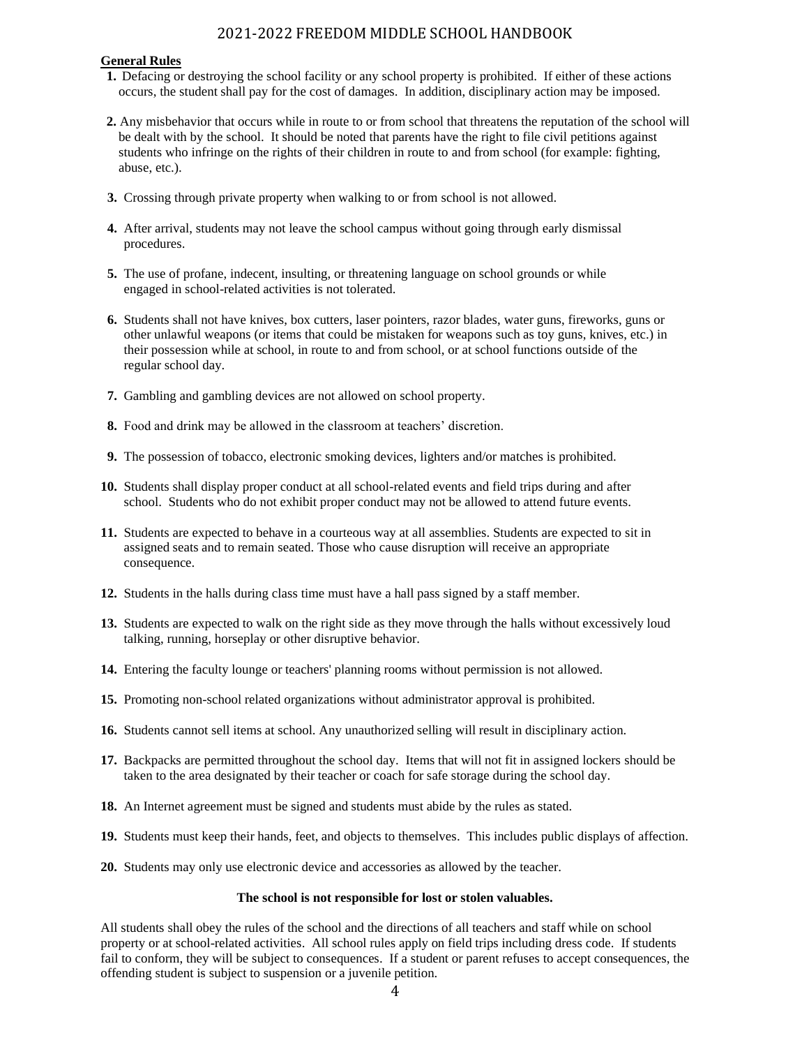## General Rules

1. Defacing or destroying the school facility or any school property is prohibited. If either of these actions occurs, the student shall pay for the cost of damages. In addition, disciplinary action may be imposed.

2. Any misbehavior that occurs while in route to or from school that threatens the reputation of the school will be dealt with by the school. It should be noted that parents have the right to file civil petitions against students who infringe on the rights of their children in route to and from school (for example: fighting, abuse, etc.).

3. Crossing through private property when walking to or from school is not allowed.

4. After arrival, students may not leave the school campus without going through early dismissal procedures.

5. The use of profane, indecent, insulting, or threatening language on school grounds or while engaged in school-related activities is not tolerated.

6. Students shall not have knives, box cutters, laser pointers, razor blades, water guns, fireworks, guns or other unlawful weapons (or items that could be mistaken for weapons such as toy guns, knives, etc.) in their possession while at school, in route to and from school, or at school functions outside of the regular school day.

7. Gambling and gambling devices are not allowed on school property.

8. Food and drink may be allowed in the classroom at teachers' discretion.

9. The possession of tobacco, electronic smoking devices, lighters and/or matches is prohibited.

10. Students shall display proper conduct at all school-related events and field trips during and after school. Students who do not exhibit proper conduct may not be allowed to attend future events.

11. Students are expected to behave in a courteous way at all assemblies. Students are expected to sit in assigned seats and to remain seated. Those who cause disruption will receive an appropriate consequence.

12. Students in the halls during class time must have a hall pass signed by a staff member.

13. Students are expected to walk on the right side as they move through the halls without excessively loud talking, running, horseplay or other disruptive behavior.

14. Entering the faculty lounge or teachers' planning rooms without permission is not allowed.

15. Promoting non-school related organizations without administrator approval is prohibited.

16. Students cannot sell items at school. Any unauthorized selling will result in disciplinary action.

17. Backpacks are permitted throughout the school day. Items that will not fit in assigned lockers should be taken to the area designated by their teacher or coach for safe storage during the school day.

18. An Internet agreement must be signed and students must abide by the rules as stated.

19. Students must keep their hands, feet, and objects to themselves. This includes public displays of affection.

20. Students may only use electronic device and accessories as allowed by the teacher.

**The school is not responsible for lost or stolen valuables.**

All students shall obey the rules of the school and the directions of all teachers and staff while on school property or at school-related activities. All school rules apply on field trips including dress code. If students fail to conform, they will be subject to consequences. If a student or parent refuses to accept consequences, the offending student is subject to suspension or a juvenile petition.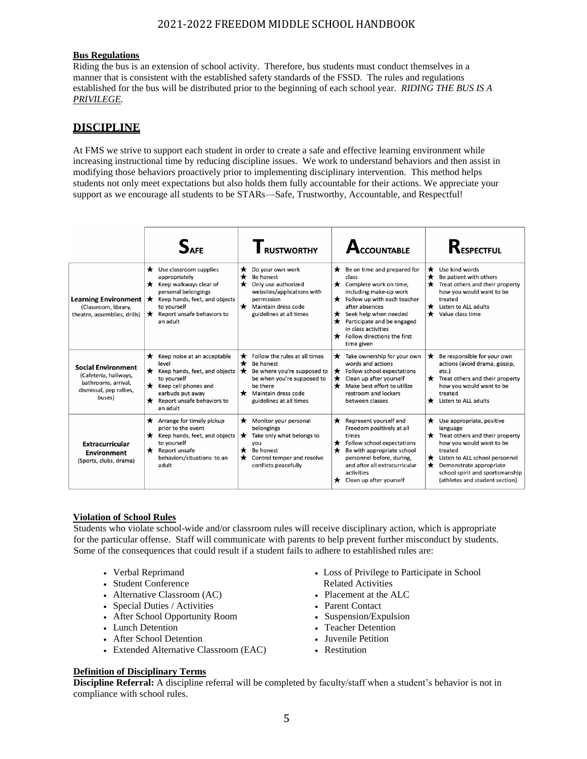#### Bus Regulations

Riding the bus is an extension of school activity. Therefore, bus students must conduct themselves in a manner that is consistent with the established safety standards of the FSSD. The rules and regulations established for the bus will be distributed prior to the beginning of each school year. ***RIDING THE BUS IS A PRIVILEGE.***

## DISCIPLINE

At FMS we strive to support each student in order to create a safe and effective learning environment while increasing instructional time by reducing discipline issues. We work to understand behaviors and then assist in modifying those behaviors proactively prior to implementing disciplinary intervention. This method helps students not only meet expectations but also holds them fully accountable for their actions. We appreciate your support as we encourage all students to be STARs—Safe, Trustworthy, Accountable, and Respectful!

| | **SAFE** | **TRUSTWORTHY** | **ACCOUNTABLE** | **RESPECTFUL** |
|---|---|---|---|---|
| **Learning Environment** (Classroom, library, theatre, assemblies, drills) | ★ Use classroom supplies appropriately<br>★ Keep walkways clear of personal belongings<br>★ Keep hands, feet, and objects to yourself<br>★ Report unsafe behaviors to an adult | ★ Do your own work<br>★ Be honest<br>★ Only use authorized websites/applications with permission<br>★ Maintain dress code guidelines at all times | ★ Be on time and prepared for class<br>★ Complete work on time, including make-up work<br>★ Follow up with each teacher after absences<br>★ Seek help when needed<br>★ Participate and be engaged in class activities<br>★ Follow directions the first time given | ★ Use kind words<br>★ Be patient with others<br>★ Treat others and their property how you would want to be treated<br>★ Listen to ALL adults<br>★ Value class time |
| **Social Environment** (Cafeteria, hallways, bathrooms, arrival, dismissal, pep rallies, buses) | ★ Keep noise at an acceptable level<br>★ Keep hands, feet, and objects to yourself<br>★ Keep cell phones and earbuds put away<br>★ Report unsafe behaviors to an adult | ★ Follow the rules at all times<br>★ Be honest<br>★ Be where you're supposed to be when you're supposed to be there<br>★ Maintain dress code guidelines at all times | ★ Take ownership for your own words and actions<br>★ Follow school expectations<br>★ Clean up after yourself<br>★ Make best effort to utilize restroom and lockers between classes | ★ Be responsible for your own actions (avoid drama, gossip, etc.)<br>★ Treat others and their property how you would want to be treated<br>★ Listen to ALL adults |
| **Extracurricular Environment** (Sports, clubs, drama) | ★ Arrange for timely pickup prior to the event<br>★ Keep hands, feet, and objects to yourself<br>★ Report unsafe behaviors/situations to an adult | ★ Monitor your personal belongings<br>★ Take only what belongs to you<br>★ Be honest<br>★ Control temper and resolve conflicts peacefully | ★ Represent yourself and Freedom positively at all times<br>★ Follow school expectations<br>★ Be with appropriate school personnel before, during, and after all extracurricular activities<br>★ Clean up after yourself | ★ Use appropriate, positive language<br>★ Treat others and their property how you would want to be treated<br>★ Listen to ALL school personnel<br>★ Demonstrate appropriate school spirit and sportsmanship (athletes and student section) |

#### Violation of School Rules

Students who violate school-wide and/or classroom rules will receive disciplinary action, which is appropriate for the particular offense. Staff will communicate with parents to help prevent further misconduct by students. Some of the consequences that could result if a student fails to adhere to established rules are:

- Verbal Reprimand
- Student Conference
- Alternative Classroom (AC)
- Special Duties / Activities
- After School Opportunity Room
- Lunch Detention
- After School Detention
- Extended Alternative Classroom (EAC)
- Loss of Privilege to Participate in School Related Activities
- Placement at the ALC
- Parent Contact
- Suspension/Expulsion
- Teacher Detention
- Juvenile Petition
- Restitution

#### Definition of Disciplinary Terms

**Discipline Referral:** A discipline referral will be completed by faculty/staff when a student's behavior is not in compliance with school rules.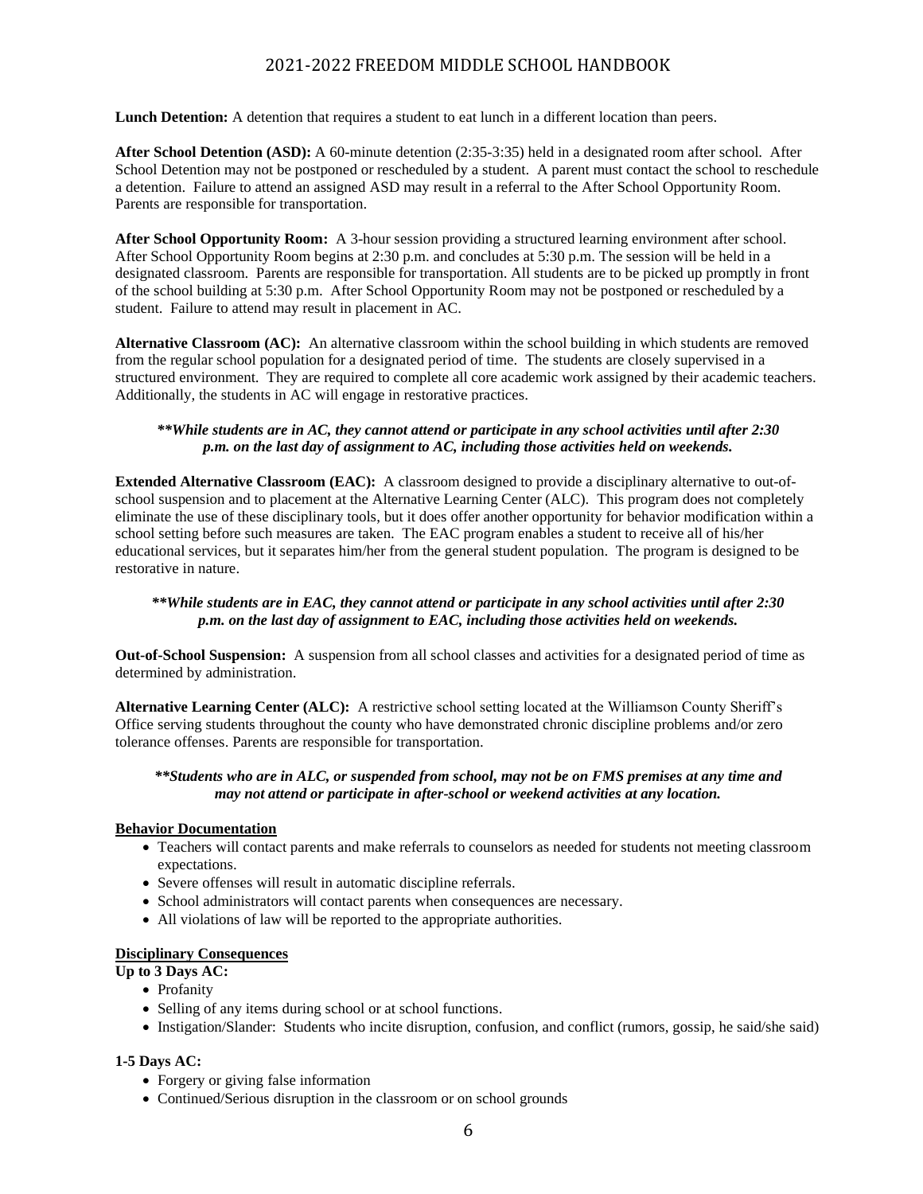**Lunch Detention:** A detention that requires a student to eat lunch in a different location than peers.

**After School Detention (ASD):** A 60-minute detention (2:35-3:35) held in a designated room after school. After School Detention may not be postponed or rescheduled by a student. A parent must contact the school to reschedule a detention. Failure to attend an assigned ASD may result in a referral to the After School Opportunity Room. Parents are responsible for transportation.

**After School Opportunity Room:** A 3-hour session providing a structured learning environment after school. After School Opportunity Room begins at 2:30 p.m. and concludes at 5:30 p.m. The session will be held in a designated classroom. Parents are responsible for transportation. All students are to be picked up promptly in front of the school building at 5:30 p.m. After School Opportunity Room may not be postponed or rescheduled by a student. Failure to attend may result in placement in AC.

**Alternative Classroom (AC):** An alternative classroom within the school building in which students are removed from the regular school population for a designated period of time. The students are closely supervised in a structured environment. They are required to complete all core academic work assigned by their academic teachers. Additionally, the students in AC will engage in restorative practices.

***\*\*While students are in AC, they cannot attend or participate in any school activities until after 2:30 p.m. on the last day of assignment to AC, including those activities held on weekends.***

**Extended Alternative Classroom (EAC):** A classroom designed to provide a disciplinary alternative to out-of-school suspension and to placement at the Alternative Learning Center (ALC). This program does not completely eliminate the use of these disciplinary tools, but it does offer another opportunity for behavior modification within a school setting before such measures are taken. The EAC program enables a student to receive all of his/her educational services, but it separates him/her from the general student population. The program is designed to be restorative in nature.

***\*\*While students are in EAC, they cannot attend or participate in any school activities until after 2:30 p.m. on the last day of assignment to EAC, including those activities held on weekends.***

**Out-of-School Suspension:** A suspension from all school classes and activities for a designated period of time as determined by administration.

**Alternative Learning Center (ALC):** A restrictive school setting located at the Williamson County Sheriff's Office serving students throughout the county who have demonstrated chronic discipline problems and/or zero tolerance offenses. Parents are responsible for transportation.

***\*\*Students who are in ALC, or suspended from school, may not be on FMS premises at any time and may not attend or participate in after-school or weekend activities at any location.***

**Behavior Documentation**

- Teachers will contact parents and make referrals to counselors as needed for students not meeting classroom expectations.
- Severe offenses will result in automatic discipline referrals.
- School administrators will contact parents when consequences are necessary.
- All violations of law will be reported to the appropriate authorities.

**Disciplinary Consequences**

**Up to 3 Days AC:**

- Profanity
- Selling of any items during school or at school functions.
- Instigation/Slander: Students who incite disruption, confusion, and conflict (rumors, gossip, he said/she said)

**1-5 Days AC:**

- Forgery or giving false information
- Continued/Serious disruption in the classroom or on school grounds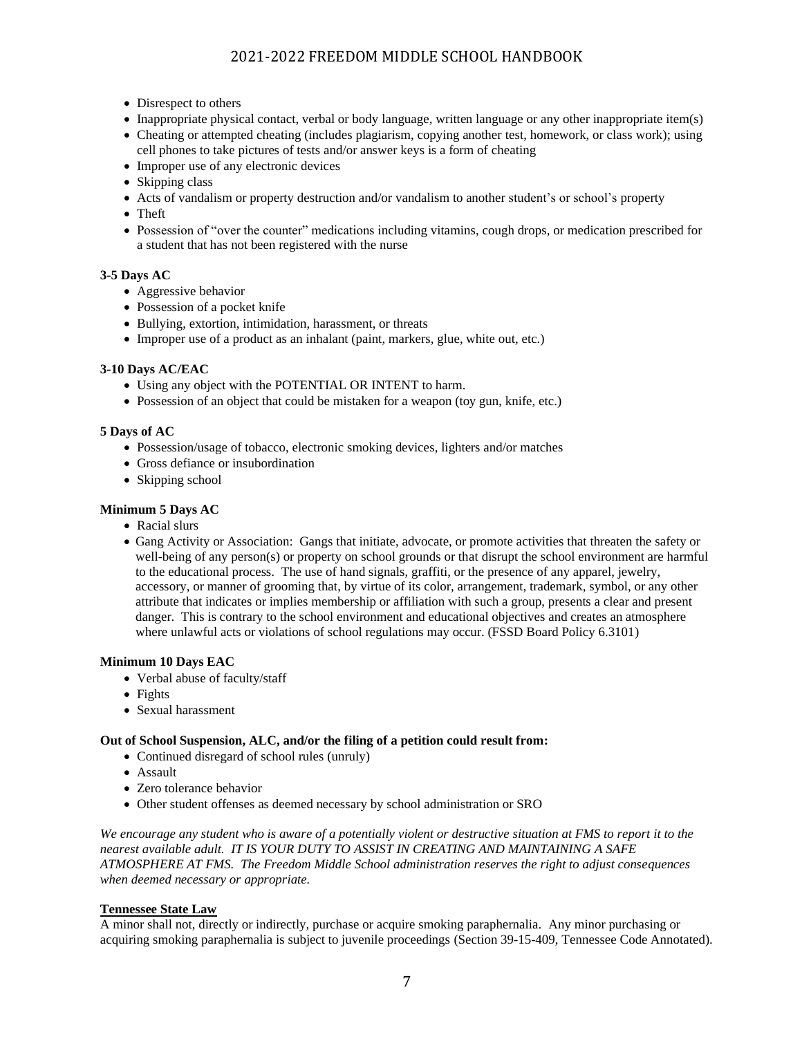- Disrespect to others
- Inappropriate physical contact, verbal or body language, written language or any other inappropriate item(s)
- Cheating or attempted cheating (includes plagiarism, copying another test, homework, or class work); using cell phones to take pictures of tests and/or answer keys is a form of cheating
- Improper use of any electronic devices
- Skipping class
- Acts of vandalism or property destruction and/or vandalism to another student's or school's property
- Theft
- Possession of "over the counter" medications including vitamins, cough drops, or medication prescribed for a student that has not been registered with the nurse

**3-5 Days AC**

- Aggressive behavior
- Possession of a pocket knife
- Bullying, extortion, intimidation, harassment, or threats
- Improper use of a product as an inhalant (paint, markers, glue, white out, etc.)

**3-10 Days AC/EAC**

- Using any object with the POTENTIAL OR INTENT to harm.
- Possession of an object that could be mistaken for a weapon (toy gun, knife, etc.)

**5 Days of AC**

- Possession/usage of tobacco, electronic smoking devices, lighters and/or matches
- Gross defiance or insubordination
- Skipping school

**Minimum 5 Days AC**

- Racial slurs
- Gang Activity or Association: Gangs that initiate, advocate, or promote activities that threaten the safety or well-being of any person(s) or property on school grounds or that disrupt the school environment are harmful to the educational process. The use of hand signals, graffiti, or the presence of any apparel, jewelry, accessory, or manner of grooming that, by virtue of its color, arrangement, trademark, symbol, or any other attribute that indicates or implies membership or affiliation with such a group, presents a clear and present danger. This is contrary to the school environment and educational objectives and creates an atmosphere where unlawful acts or violations of school regulations may occur. (FSSD Board Policy 6.3101)

**Minimum 10 Days EAC**

- Verbal abuse of faculty/staff
- Fights
- Sexual harassment

**Out of School Suspension, ALC, and/or the filing of a petition could result from:**

- Continued disregard of school rules (unruly)
- Assault
- Zero tolerance behavior
- Other student offenses as deemed necessary by school administration or SRO

*We encourage any student who is aware of a potentially violent or destructive situation at FMS to report it to the nearest available adult. IT IS YOUR DUTY TO ASSIST IN CREATING AND MAINTAINING A SAFE ATMOSPHERE AT FMS. The Freedom Middle School administration reserves the right to adjust consequences when deemed necessary or appropriate.*

**Tennessee State Law**

A minor shall not, directly or indirectly, purchase or acquire smoking paraphernalia. Any minor purchasing or acquiring smoking paraphernalia is subject to juvenile proceedings (Section 39-15-409, Tennessee Code Annotated).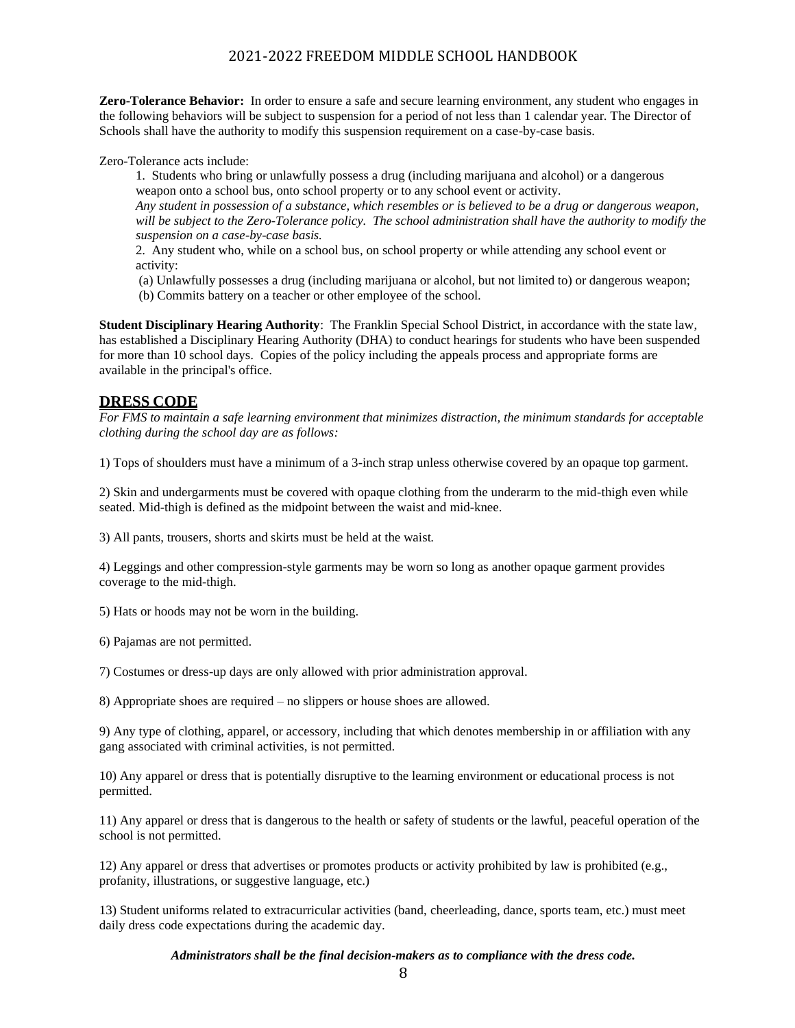**Zero-Tolerance Behavior:** In order to ensure a safe and secure learning environment, any student who engages in the following behaviors will be subject to suspension for a period of not less than 1 calendar year. The Director of Schools shall have the authority to modify this suspension requirement on a case-by-case basis.

Zero-Tolerance acts include:

1. Students who bring or unlawfully possess a drug (including marijuana and alcohol) or a dangerous weapon onto a school bus, onto school property or to any school event or activity.
*Any student in possession of a substance, which resembles or is believed to be a drug or dangerous weapon, will be subject to the Zero-Tolerance policy. The school administration shall have the authority to modify the suspension on a case-by-case basis.*
2. Any student who, while on a school bus, on school property or while attending any school event or activity:
(a) Unlawfully possesses a drug (including marijuana or alcohol, but not limited to) or dangerous weapon;
(b) Commits battery on a teacher or other employee of the school.

**Student Disciplinary Hearing Authority**: The Franklin Special School District, in accordance with the state law, has established a Disciplinary Hearing Authority (DHA) to conduct hearings for students who have been suspended for more than 10 school days. Copies of the policy including the appeals process and appropriate forms are available in the principal's office.

## DRESS CODE

*For FMS to maintain a safe learning environment that minimizes distraction, the minimum standards for acceptable clothing during the school day are as follows:*

1) Tops of shoulders must have a minimum of a 3-inch strap unless otherwise covered by an opaque top garment.

2) Skin and undergarments must be covered with opaque clothing from the underarm to the mid-thigh even while seated. Mid-thigh is defined as the midpoint between the waist and mid-knee.

3) All pants, trousers, shorts and skirts must be held at the waist.

4) Leggings and other compression-style garments may be worn so long as another opaque garment provides coverage to the mid-thigh.

5) Hats or hoods may not be worn in the building.

6) Pajamas are not permitted.

7) Costumes or dress-up days are only allowed with prior administration approval.

8) Appropriate shoes are required – no slippers or house shoes are allowed.

9) Any type of clothing, apparel, or accessory, including that which denotes membership in or affiliation with any gang associated with criminal activities, is not permitted.

10) Any apparel or dress that is potentially disruptive to the learning environment or educational process is not permitted.

11) Any apparel or dress that is dangerous to the health or safety of students or the lawful, peaceful operation of the school is not permitted.

12) Any apparel or dress that advertises or promotes products or activity prohibited by law is prohibited (e.g., profanity, illustrations, or suggestive language, etc.)

13) Student uniforms related to extracurricular activities (band, cheerleading, dance, sports team, etc.) must meet daily dress code expectations during the academic day.

***Administrators shall be the final decision-makers as to compliance with the dress code.***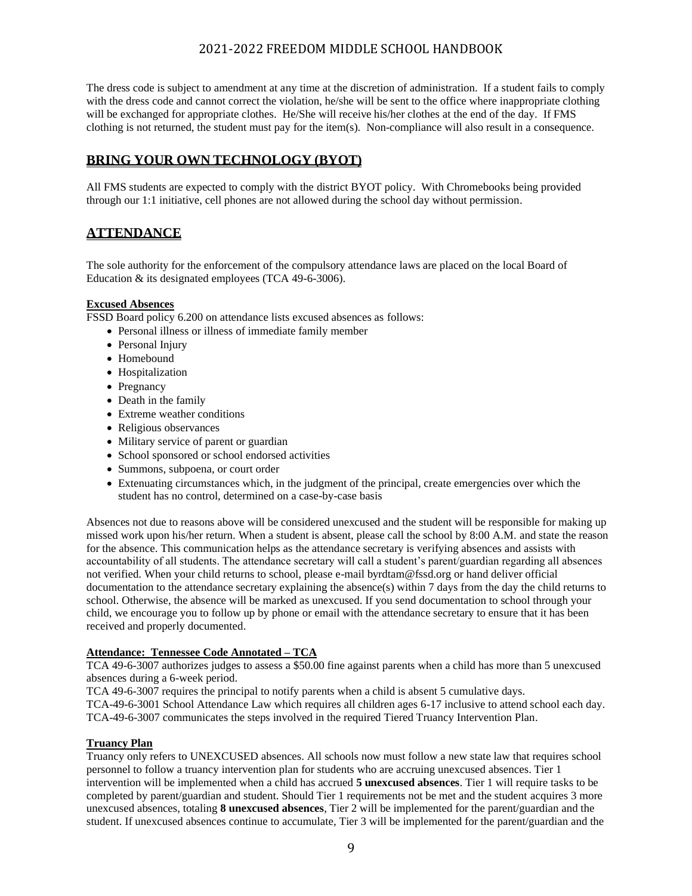The dress code is subject to amendment at any time at the discretion of administration. If a student fails to comply with the dress code and cannot correct the violation, he/she will be sent to the office where inappropriate clothing will be exchanged for appropriate clothes. He/She will receive his/her clothes at the end of the day. If FMS clothing is not returned, the student must pay for the item(s). Non-compliance will also result in a consequence.

## BRING YOUR OWN TECHNOLOGY (BYOT)

All FMS students are expected to comply with the district BYOT policy. With Chromebooks being provided through our 1:1 initiative, cell phones are not allowed during the school day without permission.

## ATTENDANCE

The sole authority for the enforcement of the compulsory attendance laws are placed on the local Board of Education & its designated employees (TCA 49-6-3006).

### Excused Absences

FSSD Board policy 6.200 on attendance lists excused absences as follows:

- Personal illness or illness of immediate family member
- Personal Injury
- Homebound
- Hospitalization
- Pregnancy
- Death in the family
- Extreme weather conditions
- Religious observances
- Military service of parent or guardian
- School sponsored or school endorsed activities
- Summons, subpoena, or court order
- Extenuating circumstances which, in the judgment of the principal, create emergencies over which the student has no control, determined on a case-by-case basis

Absences not due to reasons above will be considered unexcused and the student will be responsible for making up missed work upon his/her return. When a student is absent, please call the school by 8:00 A.M. and state the reason for the absence. This communication helps as the attendance secretary is verifying absences and assists with accountability of all students. The attendance secretary will call a student's parent/guardian regarding all absences not verified. When your child returns to school, please e-mail byrdtam@fssd.org or hand deliver official documentation to the attendance secretary explaining the absence(s) within 7 days from the day the child returns to school. Otherwise, the absence will be marked as unexcused. If you send documentation to school through your child, we encourage you to follow up by phone or email with the attendance secretary to ensure that it has been received and properly documented.

### Attendance: Tennessee Code Annotated – TCA

TCA 49-6-3007 authorizes judges to assess a $50.00 fine against parents when a child has more than 5 unexcused absences during a 6-week period.
TCA 49-6-3007 requires the principal to notify parents when a child is absent 5 cumulative days.
TCA-49-6-3001 School Attendance Law which requires all children ages 6-17 inclusive to attend school each day.
TCA-49-6-3007 communicates the steps involved in the required Tiered Truancy Intervention Plan.

### Truancy Plan

Truancy only refers to UNEXCUSED absences. All schools now must follow a new state law that requires school personnel to follow a truancy intervention plan for students who are accruing unexcused absences. Tier 1 intervention will be implemented when a child has accrued **5 unexcused absences**. Tier 1 will require tasks to be completed by parent/guardian and student. Should Tier 1 requirements not be met and the student acquires 3 more unexcused absences, totaling **8 unexcused absences**, Tier 2 will be implemented for the parent/guardian and the student. If unexcused absences continue to accumulate, Tier 3 will be implemented for the parent/guardian and the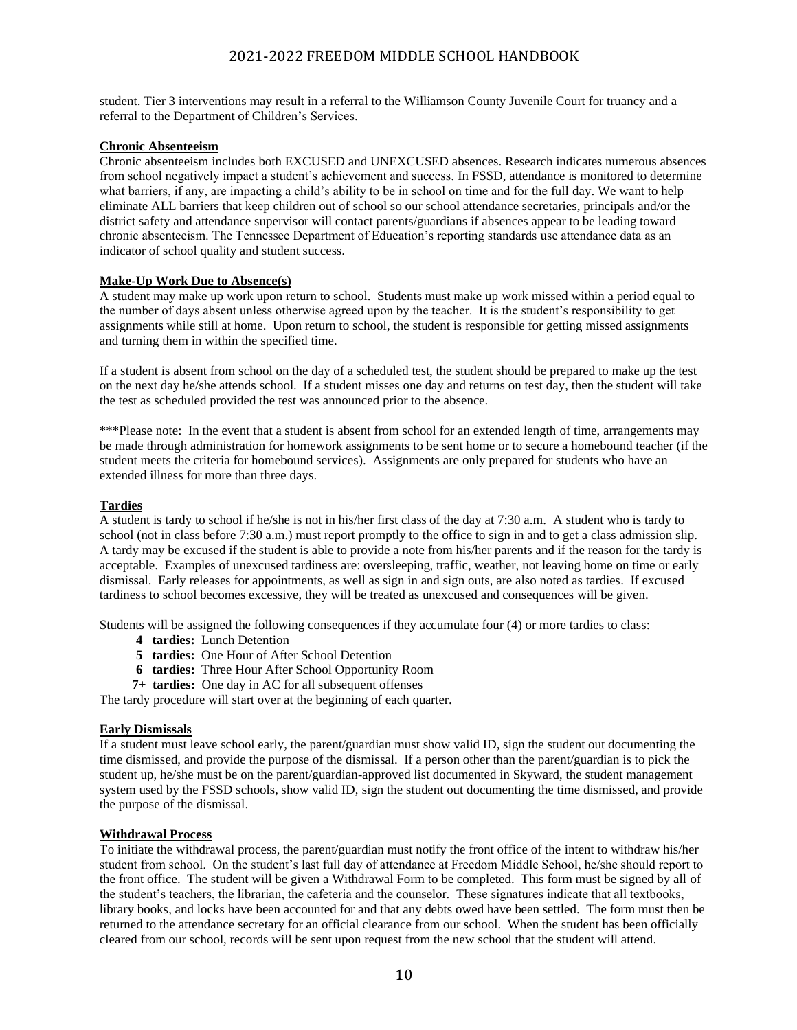student. Tier 3 interventions may result in a referral to the Williamson County Juvenile Court for truancy and a referral to the Department of Children's Services.

**Chronic Absenteeism**

Chronic absenteeism includes both EXCUSED and UNEXCUSED absences. Research indicates numerous absences from school negatively impact a student's achievement and success. In FSSD, attendance is monitored to determine what barriers, if any, are impacting a child's ability to be in school on time and for the full day. We want to help eliminate ALL barriers that keep children out of school so our school attendance secretaries, principals and/or the district safety and attendance supervisor will contact parents/guardians if absences appear to be leading toward chronic absenteeism. The Tennessee Department of Education's reporting standards use attendance data as an indicator of school quality and student success.

**Make-Up Work Due to Absence(s)**

A student may make up work upon return to school. Students must make up work missed within a period equal to the number of days absent unless otherwise agreed upon by the teacher. It is the student's responsibility to get assignments while still at home. Upon return to school, the student is responsible for getting missed assignments and turning them in within the specified time.

If a student is absent from school on the day of a scheduled test, the student should be prepared to make up the test on the next day he/she attends school. If a student misses one day and returns on test day, then the student will take the test as scheduled provided the test was announced prior to the absence.

***Please note: In the event that a student is absent from school for an extended length of time, arrangements may be made through administration for homework assignments to be sent home or to secure a homebound teacher (if the student meets the criteria for homebound services). Assignments are only prepared for students who have an extended illness for more than three days.

**Tardies**

A student is tardy to school if he/she is not in his/her first class of the day at 7:30 a.m. A student who is tardy to school (not in class before 7:30 a.m.) must report promptly to the office to sign in and to get a class admission slip. A tardy may be excused if the student is able to provide a note from his/her parents and if the reason for the tardy is acceptable. Examples of unexcused tardiness are: oversleeping, traffic, weather, not leaving home on time or early dismissal. Early releases for appointments, as well as sign in and sign outs, are also noted as tardies. If excused tardiness to school becomes excessive, they will be treated as unexcused and consequences will be given.

Students will be assigned the following consequences if they accumulate four (4) or more tardies to class:

- **4 tardies:** Lunch Detention
- **5 tardies:** One Hour of After School Detention
- **6 tardies:** Three Hour After School Opportunity Room
- **7+ tardies:** One day in AC for all subsequent offenses

The tardy procedure will start over at the beginning of each quarter.

**Early Dismissals**

If a student must leave school early, the parent/guardian must show valid ID, sign the student out documenting the time dismissed, and provide the purpose of the dismissal. If a person other than the parent/guardian is to pick the student up, he/she must be on the parent/guardian-approved list documented in Skyward, the student management system used by the FSSD schools, show valid ID, sign the student out documenting the time dismissed, and provide the purpose of the dismissal.

**Withdrawal Process**

To initiate the withdrawal process, the parent/guardian must notify the front office of the intent to withdraw his/her student from school. On the student's last full day of attendance at Freedom Middle School, he/she should report to the front office. The student will be given a Withdrawal Form to be completed. This form must be signed by all of the student's teachers, the librarian, the cafeteria and the counselor. These signatures indicate that all textbooks, library books, and locks have been accounted for and that any debts owed have been settled. The form must then be returned to the attendance secretary for an official clearance from our school. When the student has been officially cleared from our school, records will be sent upon request from the new school that the student will attend.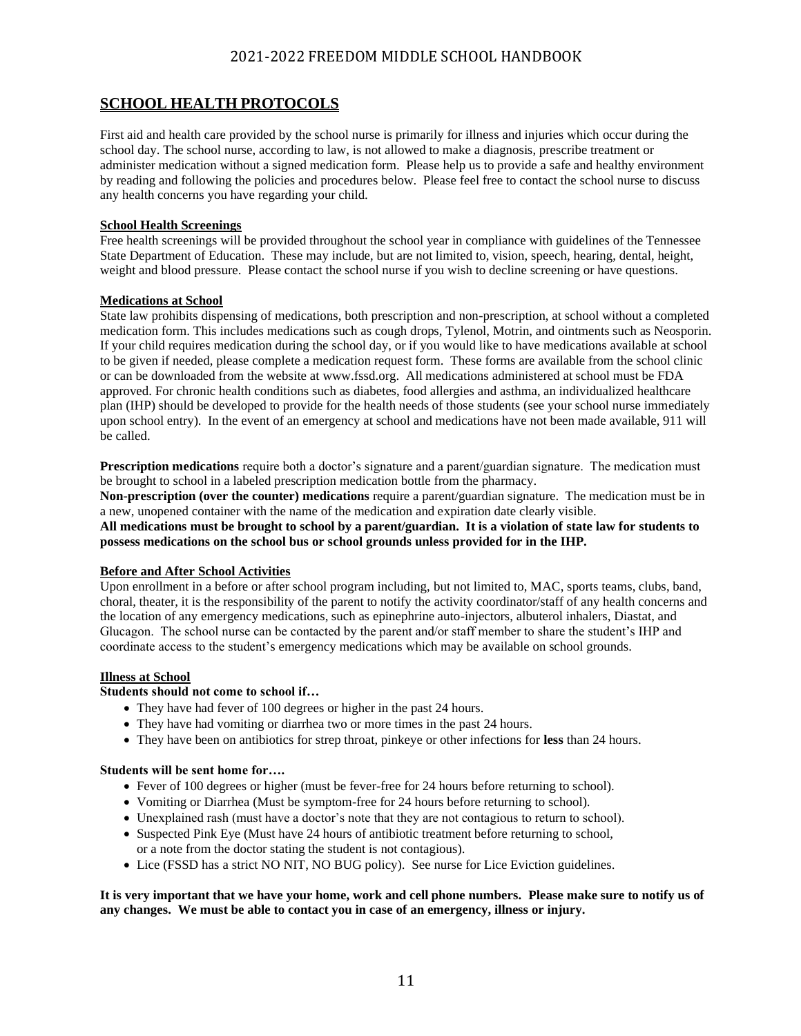## SCHOOL HEALTH PROTOCOLS

First aid and health care provided by the school nurse is primarily for illness and injuries which occur during the school day. The school nurse, according to law, is not allowed to make a diagnosis, prescribe treatment or administer medication without a signed medication form. Please help us to provide a safe and healthy environment by reading and following the policies and procedures below. Please feel free to contact the school nurse to discuss any health concerns you have regarding your child.

### School Health Screenings

Free health screenings will be provided throughout the school year in compliance with guidelines of the Tennessee State Department of Education. These may include, but are not limited to, vision, speech, hearing, dental, height, weight and blood pressure. Please contact the school nurse if you wish to decline screening or have questions.

### Medications at School

State law prohibits dispensing of medications, both prescription and non-prescription, at school without a completed medication form. This includes medications such as cough drops, Tylenol, Motrin, and ointments such as Neosporin. If your child requires medication during the school day, or if you would like to have medications available at school to be given if needed, please complete a medication request form. These forms are available from the school clinic or can be downloaded from the website at www.fssd.org. All medications administered at school must be FDA approved. For chronic health conditions such as diabetes, food allergies and asthma, an individualized healthcare plan (IHP) should be developed to provide for the health needs of those students (see your school nurse immediately upon school entry). In the event of an emergency at school and medications have not been made available, 911 will be called.

**Prescription medications** require both a doctor's signature and a parent/guardian signature. The medication must be brought to school in a labeled prescription medication bottle from the pharmacy.
**Non-prescription (over the counter) medications** require a parent/guardian signature. The medication must be in a new, unopened container with the name of the medication and expiration date clearly visible.
**All medications must be brought to school by a parent/guardian. It is a violation of state law for students to possess medications on the school bus or school grounds unless provided for in the IHP.**

### Before and After School Activities

Upon enrollment in a before or after school program including, but not limited to, MAC, sports teams, clubs, band, choral, theater, it is the responsibility of the parent to notify the activity coordinator/staff of any health concerns and the location of any emergency medications, such as epinephrine auto-injectors, albuterol inhalers, Diastat, and Glucagon. The school nurse can be contacted by the parent and/or staff member to share the student's IHP and coordinate access to the student's emergency medications which may be available on school grounds.

### Illness at School

**Students should not come to school if…**

- They have had fever of 100 degrees or higher in the past 24 hours.
- They have had vomiting or diarrhea two or more times in the past 24 hours.
- They have been on antibiotics for strep throat, pinkeye or other infections for **less** than 24 hours.

**Students will be sent home for….**

- Fever of 100 degrees or higher (must be fever-free for 24 hours before returning to school).
- Vomiting or Diarrhea (Must be symptom-free for 24 hours before returning to school).
- Unexplained rash (must have a doctor's note that they are not contagious to return to school).
- Suspected Pink Eye (Must have 24 hours of antibiotic treatment before returning to school, or a note from the doctor stating the student is not contagious).
- Lice (FSSD has a strict NO NIT, NO BUG policy). See nurse for Lice Eviction guidelines.

**It is very important that we have your home, work and cell phone numbers. Please make sure to notify us of any changes. We must be able to contact you in case of an emergency, illness or injury.**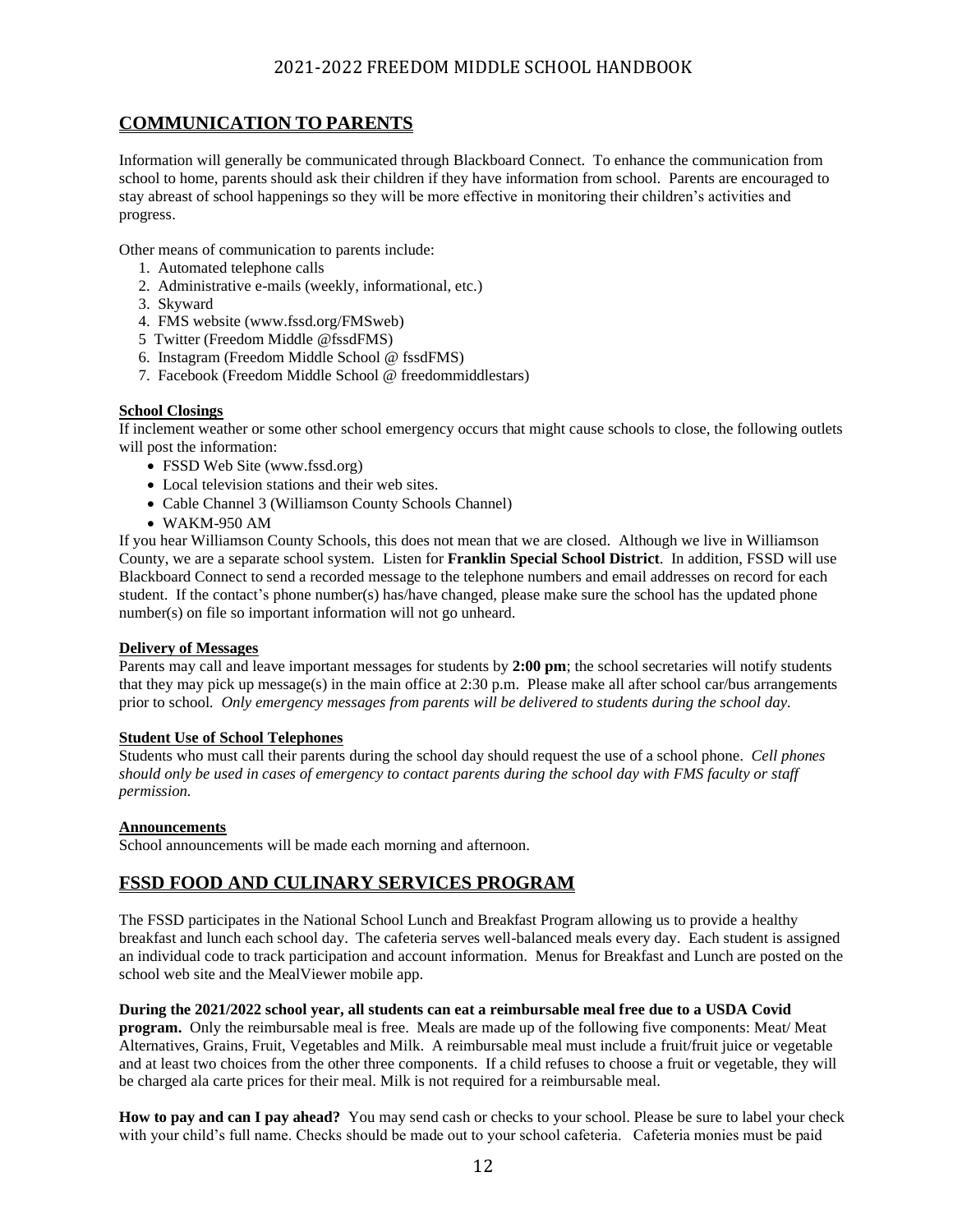## COMMUNICATION TO PARENTS

Information will generally be communicated through Blackboard Connect. To enhance the communication from school to home, parents should ask their children if they have information from school. Parents are encouraged to stay abreast of school happenings so they will be more effective in monitoring their children's activities and progress.

Other means of communication to parents include:

1. Automated telephone calls
2. Administrative e-mails (weekly, informational, etc.)
3. Skyward
4. FMS website (www.fssd.org/FMSweb)
5. Twitter (Freedom Middle @fssdFMS)
6. Instagram (Freedom Middle School @ fssdFMS)
7. Facebook (Freedom Middle School @ freedommiddlestars)

**School Closings**

If inclement weather or some other school emergency occurs that might cause schools to close, the following outlets will post the information:

- FSSD Web Site (www.fssd.org)
- Local television stations and their web sites.
- Cable Channel 3 (Williamson County Schools Channel)
- WAKM-950 AM

If you hear Williamson County Schools, this does not mean that we are closed. Although we live in Williamson County, we are a separate school system. Listen for **Franklin Special School District**. In addition, FSSD will use Blackboard Connect to send a recorded message to the telephone numbers and email addresses on record for each student. If the contact's phone number(s) has/have changed, please make sure the school has the updated phone number(s) on file so important information will not go unheard.

**Delivery of Messages**

Parents may call and leave important messages for students by **2:00 pm**; the school secretaries will notify students that they may pick up message(s) in the main office at 2:30 p.m. Please make all after school car/bus arrangements prior to school. *Only emergency messages from parents will be delivered to students during the school day.*

**Student Use of School Telephones**

Students who must call their parents during the school day should request the use of a school phone. *Cell phones should only be used in cases of emergency to contact parents during the school day with FMS faculty or staff permission.*

**Announcements**

School announcements will be made each morning and afternoon.

## FSSD FOOD AND CULINARY SERVICES PROGRAM

The FSSD participates in the National School Lunch and Breakfast Program allowing us to provide a healthy breakfast and lunch each school day. The cafeteria serves well-balanced meals every day. Each student is assigned an individual code to track participation and account information. Menus for Breakfast and Lunch are posted on the school web site and the MealViewer mobile app.

**During the 2021/2022 school year, all students can eat a reimbursable meal free due to a USDA Covid program.** Only the reimbursable meal is free. Meals are made up of the following five components: Meat/ Meat Alternatives, Grains, Fruit, Vegetables and Milk. A reimbursable meal must include a fruit/fruit juice or vegetable and at least two choices from the other three components. If a child refuses to choose a fruit or vegetable, they will be charged ala carte prices for their meal. Milk is not required for a reimbursable meal.

**How to pay and can I pay ahead?** You may send cash or checks to your school. Please be sure to label your check with your child's full name. Checks should be made out to your school cafeteria. Cafeteria monies must be paid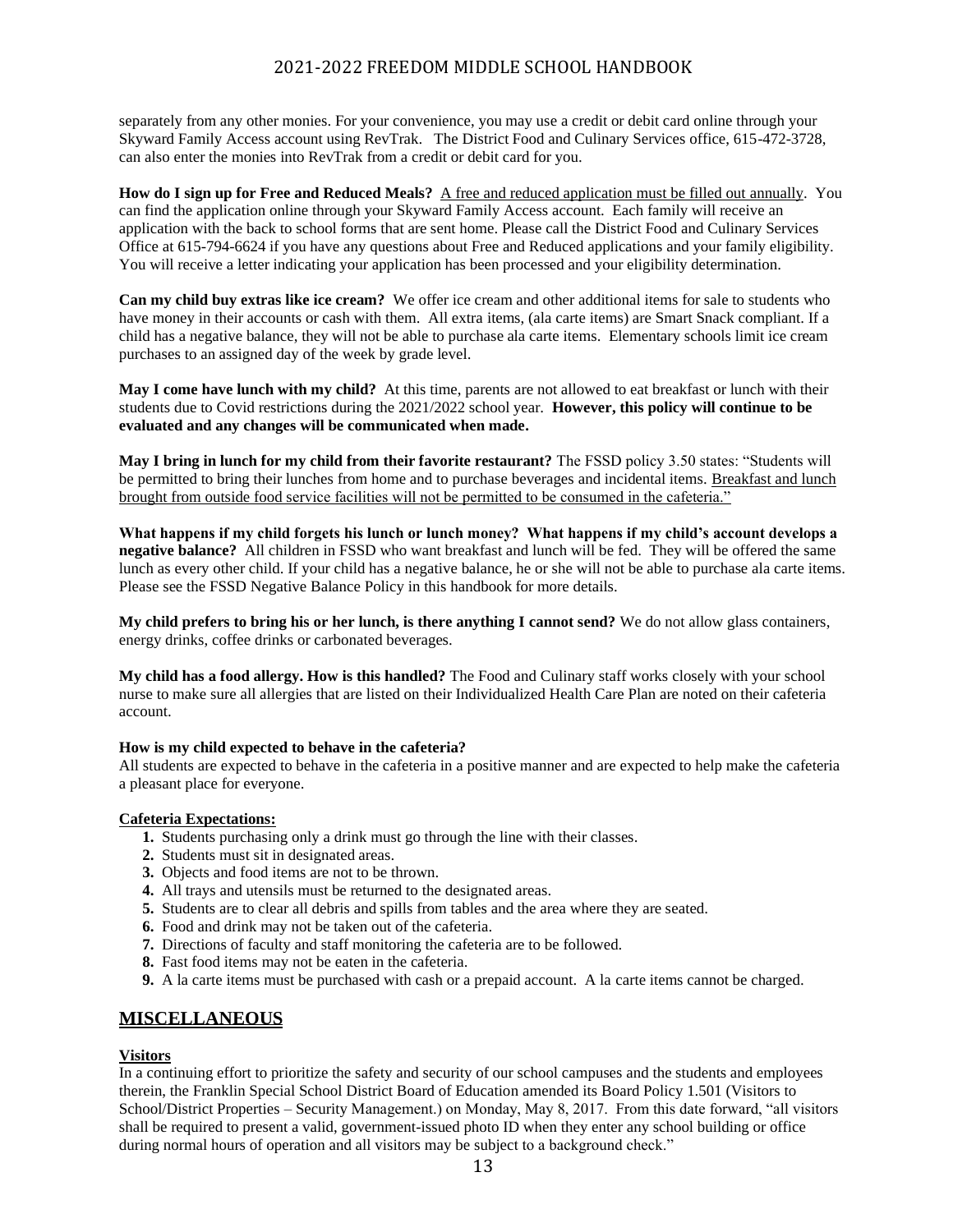separately from any other monies. For your convenience, you may use a credit or debit card online through your Skyward Family Access account using RevTrak. The District Food and Culinary Services office, 615-472-3728, can also enter the monies into RevTrak from a credit or debit card for you.

**How do I sign up for Free and Reduced Meals?** <u>A free and reduced application must be filled out annually</u>. You can find the application online through your Skyward Family Access account. Each family will receive an application with the back to school forms that are sent home. Please call the District Food and Culinary Services Office at 615-794-6624 if you have any questions about Free and Reduced applications and your family eligibility. You will receive a letter indicating your application has been processed and your eligibility determination.

**Can my child buy extras like ice cream?** We offer ice cream and other additional items for sale to students who have money in their accounts or cash with them. All extra items, (ala carte items) are Smart Snack compliant. If a child has a negative balance, they will not be able to purchase ala carte items. Elementary schools limit ice cream purchases to an assigned day of the week by grade level.

**May I come have lunch with my child?** At this time, parents are not allowed to eat breakfast or lunch with their students due to Covid restrictions during the 2021/2022 school year. **However, this policy will continue to be evaluated and any changes will be communicated when made.**

**May I bring in lunch for my child from their favorite restaurant?** The FSSD policy 3.50 states: "Students will be permitted to bring their lunches from home and to purchase beverages and incidental items. <u>Breakfast and lunch brought from outside food service facilities will not be permitted to be consumed in the cafeteria."</u>

**What happens if my child forgets his lunch or lunch money? What happens if my child's account develops a negative balance?** All children in FSSD who want breakfast and lunch will be fed. They will be offered the same lunch as every other child. If your child has a negative balance, he or she will not be able to purchase ala carte items. Please see the FSSD Negative Balance Policy in this handbook for more details.

**My child prefers to bring his or her lunch, is there anything I cannot send?** We do not allow glass containers, energy drinks, coffee drinks or carbonated beverages.

**My child has a food allergy. How is this handled?** The Food and Culinary staff works closely with your school nurse to make sure all allergies that are listed on their Individualized Health Care Plan are noted on their cafeteria account.

**How is my child expected to behave in the cafeteria?**

All students are expected to behave in the cafeteria in a positive manner and are expected to help make the cafeteria a pleasant place for everyone.

**<u>Cafeteria Expectations:</u>**

1. Students purchasing only a drink must go through the line with their classes.
2. Students must sit in designated areas.
3. Objects and food items are not to be thrown.
4. All trays and utensils must be returned to the designated areas.
5. Students are to clear all debris and spills from tables and the area where they are seated.
6. Food and drink may not be taken out of the cafeteria.
7. Directions of faculty and staff monitoring the cafeteria are to be followed.
8. Fast food items may not be eaten in the cafeteria.
9. A la carte items must be purchased with cash or a prepaid account. A la carte items cannot be charged.

## <u>MISCELLANEOUS</u>

**<u>Visitors</u>**

In a continuing effort to prioritize the safety and security of our school campuses and the students and employees therein, the Franklin Special School District Board of Education amended its Board Policy 1.501 (Visitors to School/District Properties – Security Management.) on Monday, May 8, 2017. From this date forward, "all visitors shall be required to present a valid, government-issued photo ID when they enter any school building or office during normal hours of operation and all visitors may be subject to a background check."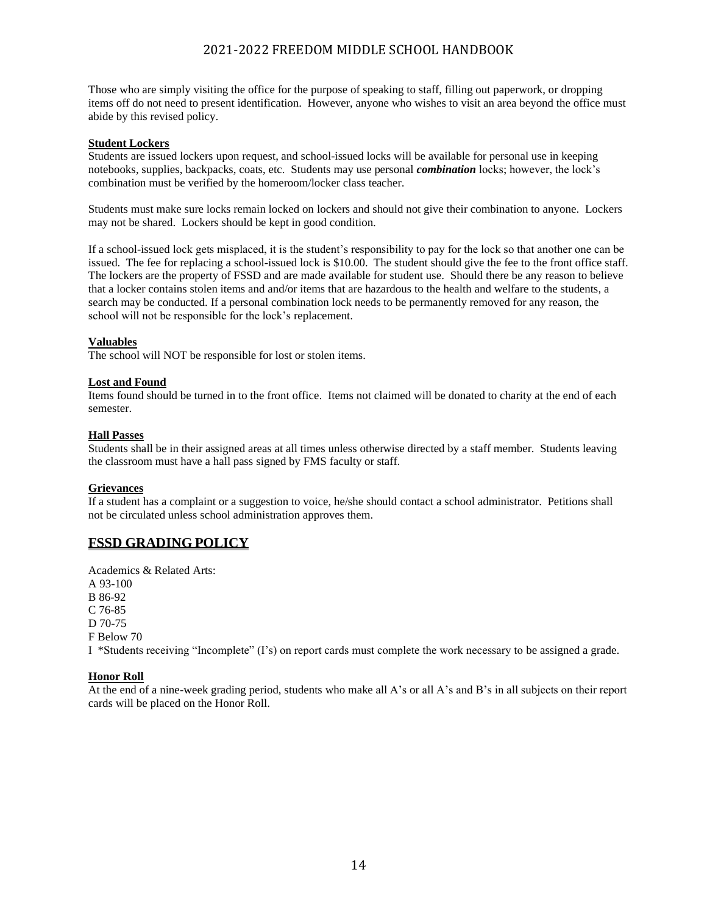Those who are simply visiting the office for the purpose of speaking to staff, filling out paperwork, or dropping items off do not need to present identification. However, anyone who wishes to visit an area beyond the office must abide by this revised policy.

**Student Lockers**

Students are issued lockers upon request, and school-issued locks will be available for personal use in keeping notebooks, supplies, backpacks, coats, etc. Students may use personal ***combination*** locks; however, the lock's combination must be verified by the homeroom/locker class teacher.

Students must make sure locks remain locked on lockers and should not give their combination to anyone. Lockers may not be shared. Lockers should be kept in good condition.

If a school-issued lock gets misplaced, it is the student's responsibility to pay for the lock so that another one can be issued. The fee for replacing a school-issued lock is $10.00. The student should give the fee to the front office staff. The lockers are the property of FSSD and are made available for student use. Should there be any reason to believe that a locker contains stolen items and/or items that are hazardous to the health and welfare to the students, a search may be conducted. If a personal combination lock needs to be permanently removed for any reason, the school will not be responsible for the lock's replacement.

**Valuables**

The school will NOT be responsible for lost or stolen items.

**Lost and Found**

Items found should be turned in to the front office. Items not claimed will be donated to charity at the end of each semester.

**Hall Passes**

Students shall be in their assigned areas at all times unless otherwise directed by a staff member. Students leaving the classroom must have a hall pass signed by FMS faculty or staff.

**Grievances**

If a student has a complaint or a suggestion to voice, he/she should contact a school administrator. Petitions shall not be circulated unless school administration approves them.

## FSSD GRADING POLICY

Academics & Related Arts:
A 93-100
B 86-92
C 76-85
D 70-75
F Below 70
I *Students receiving "Incomplete" (I's) on report cards must complete the work necessary to be assigned a grade.

**Honor Roll**

At the end of a nine-week grading period, students who make all A's or all A's and B's in all subjects on their report cards will be placed on the Honor Roll.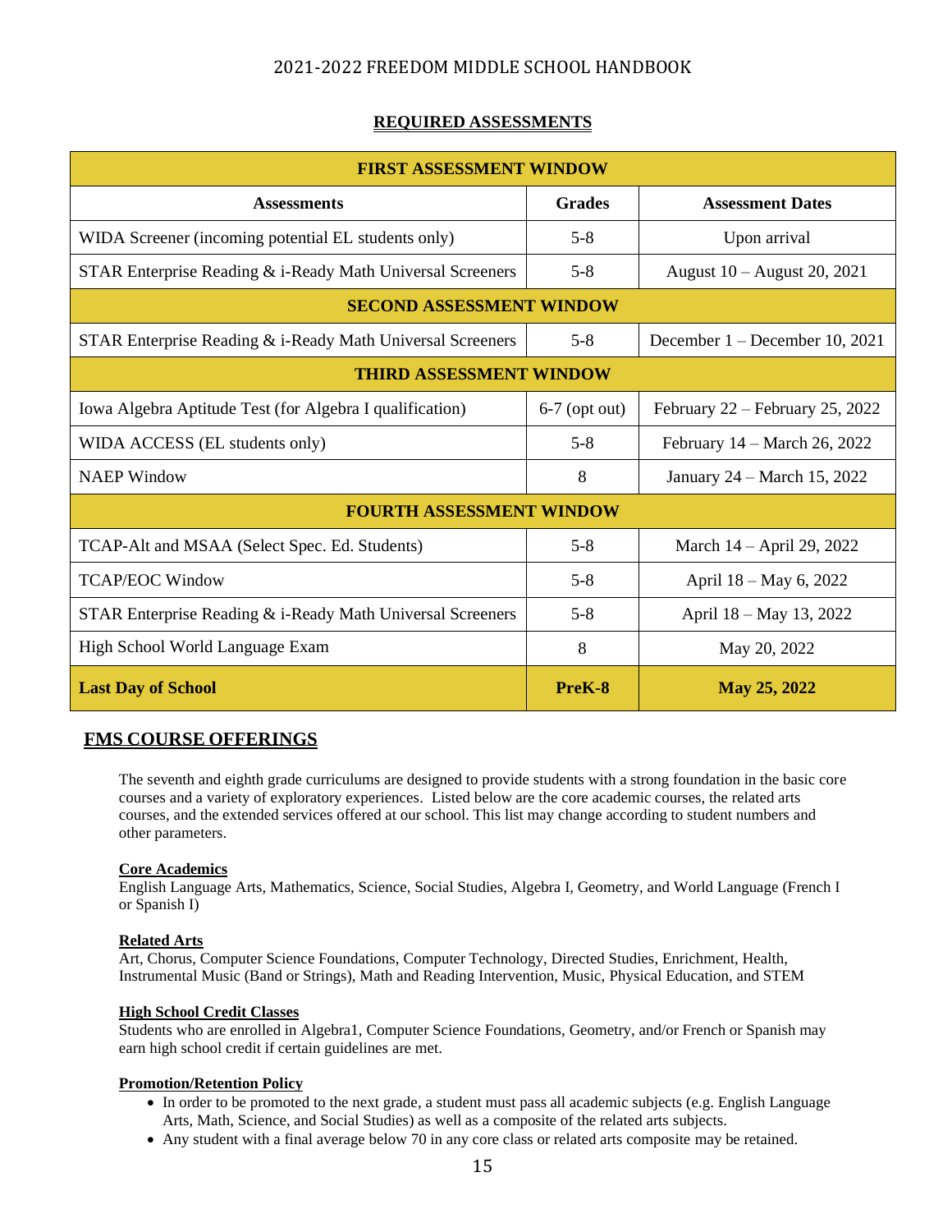## REQUIRED ASSESSMENTS

| FIRST ASSESSMENT WINDOW | | |
|---|---|---|
| **Assessments** | **Grades** | **Assessment Dates** |
| WIDA Screener (incoming potential EL students only) | 5-8 | Upon arrival |
| STAR Enterprise Reading & i-Ready Math Universal Screeners | 5-8 | August 10 – August 20, 2021 |
| **SECOND ASSESSMENT WINDOW** | | |
| STAR Enterprise Reading & i-Ready Math Universal Screeners | 5-8 | December 1 – December 10, 2021 |
| **THIRD ASSESSMENT WINDOW** | | |
| Iowa Algebra Aptitude Test (for Algebra I qualification) | 6-7 (opt out) | February 22 – February 25, 2022 |
| WIDA ACCESS (EL students only) | 5-8 | February 14 – March 26, 2022 |
| NAEP Window | 8 | January 24 – March 15, 2022 |
| **FOURTH ASSESSMENT WINDOW** | | |
| TCAP-Alt and MSAA (Select Spec. Ed. Students) | 5-8 | March 14 – April 29, 2022 |
| TCAP/EOC Window | 5-8 | April 18 – May 6, 2022 |
| STAR Enterprise Reading & i-Ready Math Universal Screeners | 5-8 | April 18 – May 13, 2022 |
| High School World Language Exam | 8 | May 20, 2022 |
| **Last Day of School** | **PreK-8** | **May 25, 2022** |

## FMS COURSE OFFERINGS

The seventh and eighth grade curriculums are designed to provide students with a strong foundation in the basic core courses and a variety of exploratory experiences. Listed below are the core academic courses, the related arts courses, and the extended services offered at our school. This list may change according to student numbers and other parameters.

### Core Academics

English Language Arts, Mathematics, Science, Social Studies, Algebra I, Geometry, and World Language (French I or Spanish I)

### Related Arts

Art, Chorus, Computer Science Foundations, Computer Technology, Directed Studies, Enrichment, Health, Instrumental Music (Band or Strings), Math and Reading Intervention, Music, Physical Education, and STEM

### High School Credit Classes

Students who are enrolled in Algebra1, Computer Science Foundations, Geometry, and/or French or Spanish may earn high school credit if certain guidelines are met.

### Promotion/Retention Policy

- In order to be promoted to the next grade, a student must pass all academic subjects (e.g. English Language Arts, Math, Science, and Social Studies) as well as a composite of the related arts subjects.
- Any student with a final average below 70 in any core class or related arts composite may be retained.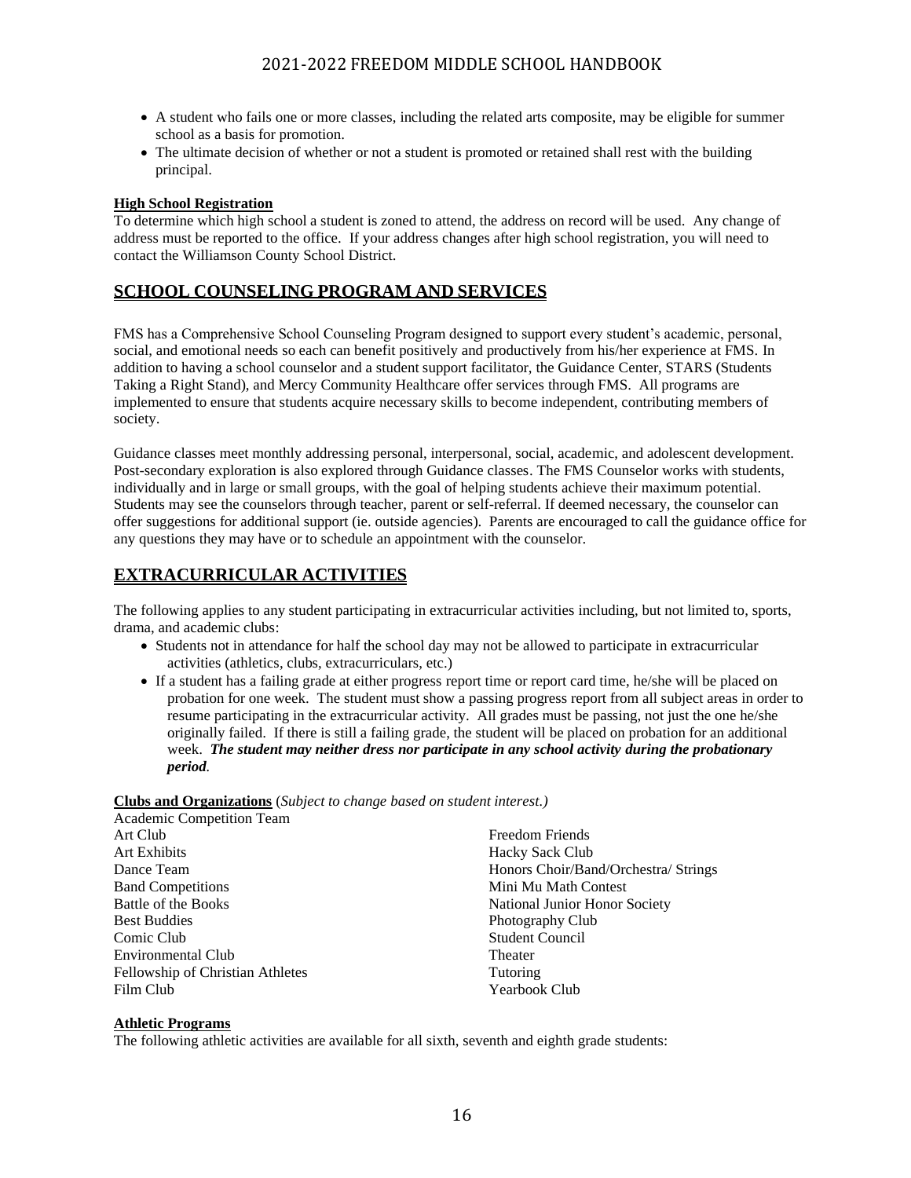- A student who fails one or more classes, including the related arts composite, may be eligible for summer school as a basis for promotion.
- The ultimate decision of whether or not a student is promoted or retained shall rest with the building principal.

**High School Registration**

To determine which high school a student is zoned to attend, the address on record will be used. Any change of address must be reported to the office. If your address changes after high school registration, you will need to contact the Williamson County School District.

## SCHOOL COUNSELING PROGRAM AND SERVICES

FMS has a Comprehensive School Counseling Program designed to support every student's academic, personal, social, and emotional needs so each can benefit positively and productively from his/her experience at FMS. In addition to having a school counselor and a student support facilitator, the Guidance Center, STARS (Students Taking a Right Stand), and Mercy Community Healthcare offer services through FMS. All programs are implemented to ensure that students acquire necessary skills to become independent, contributing members of society.

Guidance classes meet monthly addressing personal, interpersonal, social, academic, and adolescent development. Post-secondary exploration is also explored through Guidance classes. The FMS Counselor works with students, individually and in large or small groups, with the goal of helping students achieve their maximum potential. Students may see the counselors through teacher, parent or self-referral. If deemed necessary, the counselor can offer suggestions for additional support (ie. outside agencies). Parents are encouraged to call the guidance office for any questions they may have or to schedule an appointment with the counselor.

## EXTRACURRICULAR ACTIVITIES

The following applies to any student participating in extracurricular activities including, but not limited to, sports, drama, and academic clubs:

- Students not in attendance for half the school day may not be allowed to participate in extracurricular activities (athletics, clubs, extracurriculars, etc.)
- If a student has a failing grade at either progress report time or report card time, he/she will be placed on probation for one week. The student must show a passing progress report from all subject areas in order to resume participating in the extracurricular activity. All grades must be passing, not just the one he/she originally failed. If there is still a failing grade, the student will be placed on probation for an additional week. ***The student may neither dress nor participate in any school activity during the probationary period.***

**Clubs and Organizations** (*Subject to change based on student interest.)*

Academic Competition Team
Art Club
Art Exhibits
Dance Team
Band Competitions
Battle of the Books
Best Buddies
Comic Club
Environmental Club
Fellowship of Christian Athletes
Film Club
Freedom Friends
Hacky Sack Club
Honors Choir/Band/Orchestra/ Strings
Mini Mu Math Contest
National Junior Honor Society
Photography Club
Student Council
Theater
Tutoring
Yearbook Club

**Athletic Programs**

The following athletic activities are available for all sixth, seventh and eighth grade students: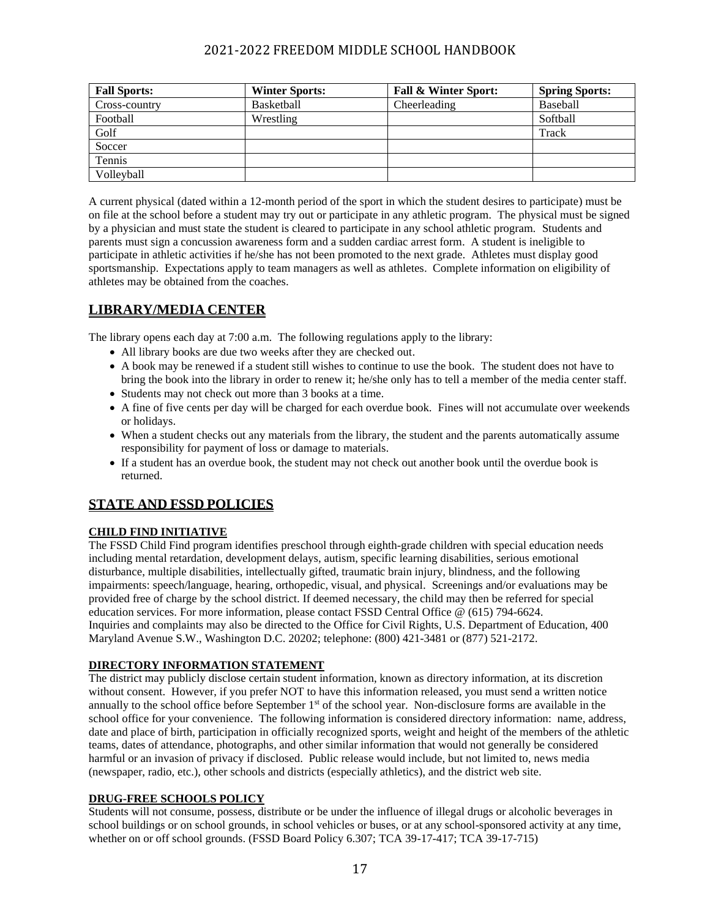| Fall Sports: | Winter Sports: | Fall & Winter Sport: | Spring Sports: |
|---|---|---|---|
| Cross-country | Basketball | Cheerleading | Baseball |
| Football | Wrestling | | Softball |
| Golf | | | Track |
| Soccer | | | |
| Tennis | | | |
| Volleyball | | | |

A current physical (dated within a 12-month period of the sport in which the student desires to participate) must be on file at the school before a student may try out or participate in any athletic program. The physical must be signed by a physician and must state the student is cleared to participate in any school athletic program. Students and parents must sign a concussion awareness form and a sudden cardiac arrest form. A student is ineligible to participate in athletic activities if he/she has not been promoted to the next grade. Athletes must display good sportsmanship. Expectations apply to team managers as well as athletes. Complete information on eligibility of athletes may be obtained from the coaches.

## LIBRARY/MEDIA CENTER

The library opens each day at 7:00 a.m. The following regulations apply to the library:

- All library books are due two weeks after they are checked out.
- A book may be renewed if a student still wishes to continue to use the book. The student does not have to bring the book into the library in order to renew it; he/she only has to tell a member of the media center staff.
- Students may not check out more than 3 books at a time.
- A fine of five cents per day will be charged for each overdue book. Fines will not accumulate over weekends or holidays.
- When a student checks out any materials from the library, the student and the parents automatically assume responsibility for payment of loss or damage to materials.
- If a student has an overdue book, the student may not check out another book until the overdue book is returned.

## STATE AND FSSD POLICIES

### CHILD FIND INITIATIVE

The FSSD Child Find program identifies preschool through eighth-grade children with special education needs including mental retardation, development delays, autism, specific learning disabilities, serious emotional disturbance, multiple disabilities, intellectually gifted, traumatic brain injury, blindness, and the following impairments: speech/language, hearing, orthopedic, visual, and physical. Screenings and/or evaluations may be provided free of charge by the school district. If deemed necessary, the child may then be referred for special education services. For more information, please contact FSSD Central Office @ (615) 794-6624.
Inquiries and complaints may also be directed to the Office for Civil Rights, U.S. Department of Education, 400 Maryland Avenue S.W., Washington D.C. 20202; telephone: (800) 421-3481 or (877) 521-2172.

### DIRECTORY INFORMATION STATEMENT

The district may publicly disclose certain student information, known as directory information, at its discretion without consent. However, if you prefer NOT to have this information released, you must send a written notice annually to the school office before September 1st of the school year. Non-disclosure forms are available in the school office for your convenience. The following information is considered directory information: name, address, date and place of birth, participation in officially recognized sports, weight and height of the members of the athletic teams, dates of attendance, photographs, and other similar information that would not generally be considered harmful or an invasion of privacy if disclosed. Public release would include, but not limited to, news media (newspaper, radio, etc.), other schools and districts (especially athletics), and the district web site.

### DRUG-FREE SCHOOLS POLICY

Students will not consume, possess, distribute or be under the influence of illegal drugs or alcoholic beverages in school buildings or on school grounds, in school vehicles or buses, or at any school-sponsored activity at any time, whether on or off school grounds. (FSSD Board Policy 6.307; TCA 39-17-417; TCA 39-17-715)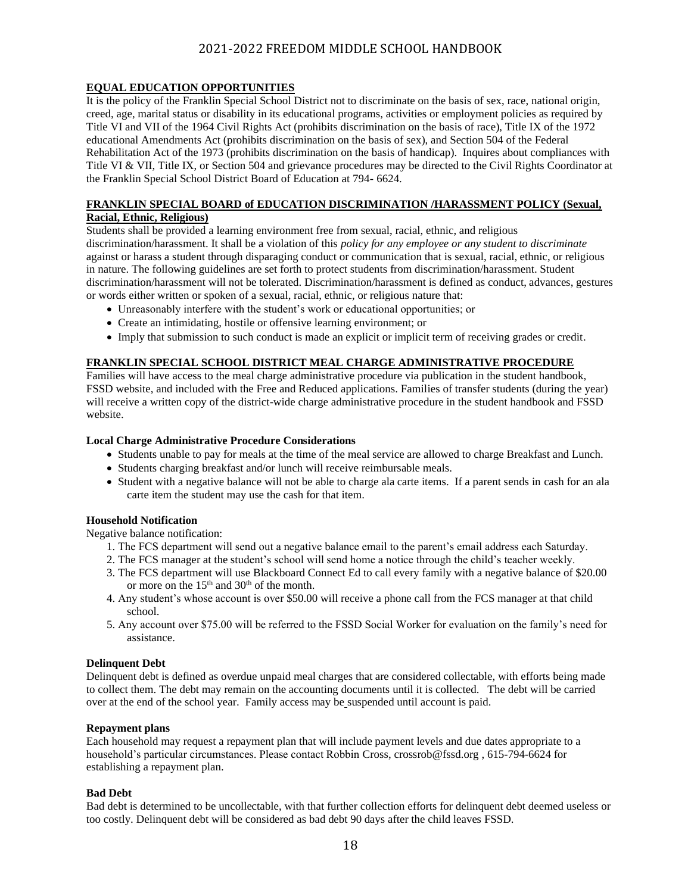## EQUAL EDUCATION OPPORTUNITIES

It is the policy of the Franklin Special School District not to discriminate on the basis of sex, race, national origin, creed, age, marital status or disability in its educational programs, activities or employment policies as required by Title VI and VII of the 1964 Civil Rights Act (prohibits discrimination on the basis of race), Title IX of the 1972 educational Amendments Act (prohibits discrimination on the basis of sex), and Section 504 of the Federal Rehabilitation Act of the 1973 (prohibits discrimination on the basis of handicap). Inquires about compliances with Title VI & VII, Title IX, or Section 504 and grievance procedures may be directed to the Civil Rights Coordinator at the Franklin Special School District Board of Education at 794- 6624.

## FRANKLIN SPECIAL BOARD of EDUCATION DISCRIMINATION /HARASSMENT POLICY (Sexual, Racial, Ethnic, Religious)

Students shall be provided a learning environment free from sexual, racial, ethnic, and religious discrimination/harassment. It shall be a violation of this *policy for any employee or any student to discriminate* against or harass a student through disparaging conduct or communication that is sexual, racial, ethnic, or religious in nature. The following guidelines are set forth to protect students from discrimination/harassment. Student discrimination/harassment will not be tolerated. Discrimination/harassment is defined as conduct, advances, gestures or words either written or spoken of a sexual, racial, ethnic, or religious nature that:

- Unreasonably interfere with the student's work or educational opportunities; or
- Create an intimidating, hostile or offensive learning environment; or
- Imply that submission to such conduct is made an explicit or implicit term of receiving grades or credit.

## FRANKLIN SPECIAL SCHOOL DISTRICT MEAL CHARGE ADMINISTRATIVE PROCEDURE

Families will have access to the meal charge administrative procedure via publication in the student handbook, FSSD website, and included with the Free and Reduced applications. Families of transfer students (during the year) will receive a written copy of the district-wide charge administrative procedure in the student handbook and FSSD website.

### Local Charge Administrative Procedure Considerations

- Students unable to pay for meals at the time of the meal service are allowed to charge Breakfast and Lunch.
- Students charging breakfast and/or lunch will receive reimbursable meals.
- Student with a negative balance will not be able to charge ala carte items. If a parent sends in cash for an ala carte item the student may use the cash for that item.

### Household Notification

Negative balance notification:

1. The FCS department will send out a negative balance email to the parent's email address each Saturday.
2. The FCS manager at the student's school will send home a notice through the child's teacher weekly.
3. The FCS department will use Blackboard Connect Ed to call every family with a negative balance of $20.00 or more on the 15th and 30th of the month.
4. Any student's whose account is over $50.00 will receive a phone call from the FCS manager at that child school.
5. Any account over $75.00 will be referred to the FSSD Social Worker for evaluation on the family's need for assistance.

### Delinquent Debt

Delinquent debt is defined as overdue unpaid meal charges that are considered collectable, with efforts being made to collect them. The debt may remain on the accounting documents until it is collected. The debt will be carried over at the end of the school year. Family access may be suspended until account is paid.

### Repayment plans

Each household may request a repayment plan that will include payment levels and due dates appropriate to a household's particular circumstances. Please contact Robbin Cross, crossrob@fssd.org , 615-794-6624 for establishing a repayment plan.

### Bad Debt

Bad debt is determined to be uncollectable, with that further collection efforts for delinquent debt deemed useless or too costly. Delinquent debt will be considered as bad debt 90 days after the child leaves FSSD.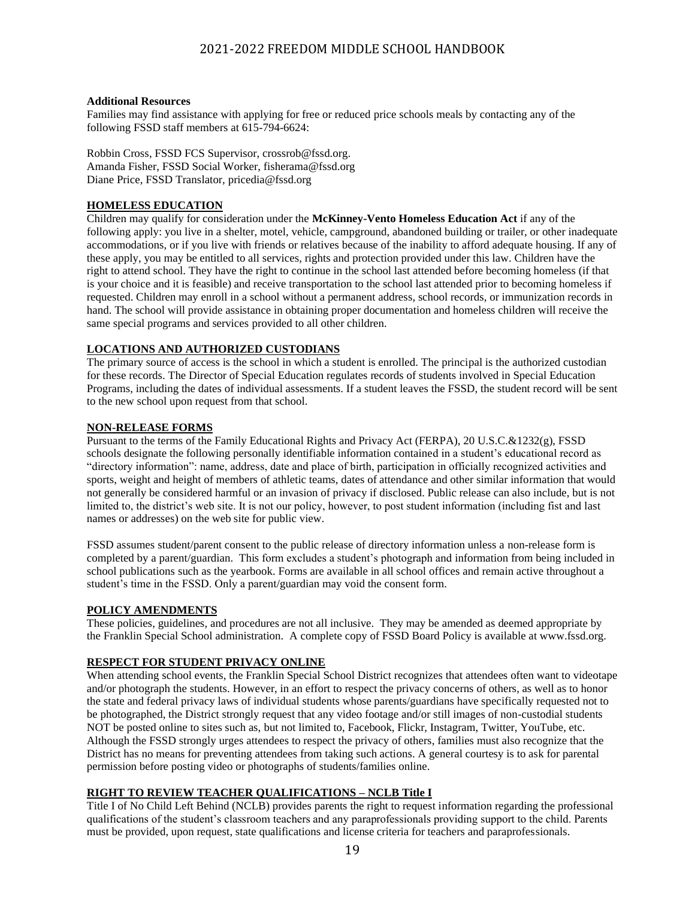**Additional Resources**

Families may find assistance with applying for free or reduced price schools meals by contacting any of the following FSSD staff members at 615-794-6624:

Robbin Cross, FSSD FCS Supervisor, crossrob@fssd.org.
Amanda Fisher, FSSD Social Worker, fisherama@fssd.org
Diane Price, FSSD Translator, pricedia@fssd.org

**HOMELESS EDUCATION**

Children may qualify for consideration under the **McKinney-Vento Homeless Education Act** if any of the following apply: you live in a shelter, motel, vehicle, campground, abandoned building or trailer, or other inadequate accommodations, or if you live with friends or relatives because of the inability to afford adequate housing. If any of these apply, you may be entitled to all services, rights and protection provided under this law. Children have the right to attend school. They have the right to continue in the school last attended before becoming homeless (if that is your choice and it is feasible) and receive transportation to the school last attended prior to becoming homeless if requested. Children may enroll in a school without a permanent address, school records, or immunization records in hand. The school will provide assistance in obtaining proper documentation and homeless children will receive the same special programs and services provided to all other children.

**LOCATIONS AND AUTHORIZED CUSTODIANS**

The primary source of access is the school in which a student is enrolled. The principal is the authorized custodian for these records. The Director of Special Education regulates records of students involved in Special Education Programs, including the dates of individual assessments. If a student leaves the FSSD, the student record will be sent to the new school upon request from that school.

**NON-RELEASE FORMS**

Pursuant to the terms of the Family Educational Rights and Privacy Act (FERPA), 20 U.S.C.&1232(g), FSSD schools designate the following personally identifiable information contained in a student's educational record as "directory information": name, address, date and place of birth, participation in officially recognized activities and sports, weight and height of members of athletic teams, dates of attendance and other similar information that would not generally be considered harmful or an invasion of privacy if disclosed. Public release can also include, but is not limited to, the district's web site. It is not our policy, however, to post student information (including fist and last names or addresses) on the web site for public view.

FSSD assumes student/parent consent to the public release of directory information unless a non-release form is completed by a parent/guardian. This form excludes a student's photograph and information from being included in school publications such as the yearbook. Forms are available in all school offices and remain active throughout a student's time in the FSSD. Only a parent/guardian may void the consent form.

**POLICY AMENDMENTS**

These policies, guidelines, and procedures are not all inclusive. They may be amended as deemed appropriate by the Franklin Special School administration. A complete copy of FSSD Board Policy is available at www.fssd.org.

**RESPECT FOR STUDENT PRIVACY ONLINE**

When attending school events, the Franklin Special School District recognizes that attendees often want to videotape and/or photograph the students. However, in an effort to respect the privacy concerns of others, as well as to honor the state and federal privacy laws of individual students whose parents/guardians have specifically requested not to be photographed, the District strongly request that any video footage and/or still images of non-custodial students NOT be posted online to sites such as, but not limited to, Facebook, Flickr, Instagram, Twitter, YouTube, etc. Although the FSSD strongly urges attendees to respect the privacy of others, families must also recognize that the District has no means for preventing attendees from taking such actions. A general courtesy is to ask for parental permission before posting video or photographs of students/families online.

**RIGHT TO REVIEW TEACHER QUALIFICATIONS – NCLB Title I**

Title I of No Child Left Behind (NCLB) provides parents the right to request information regarding the professional qualifications of the student's classroom teachers and any paraprofessionals providing support to the child. Parents must be provided, upon request, state qualifications and license criteria for teachers and paraprofessionals.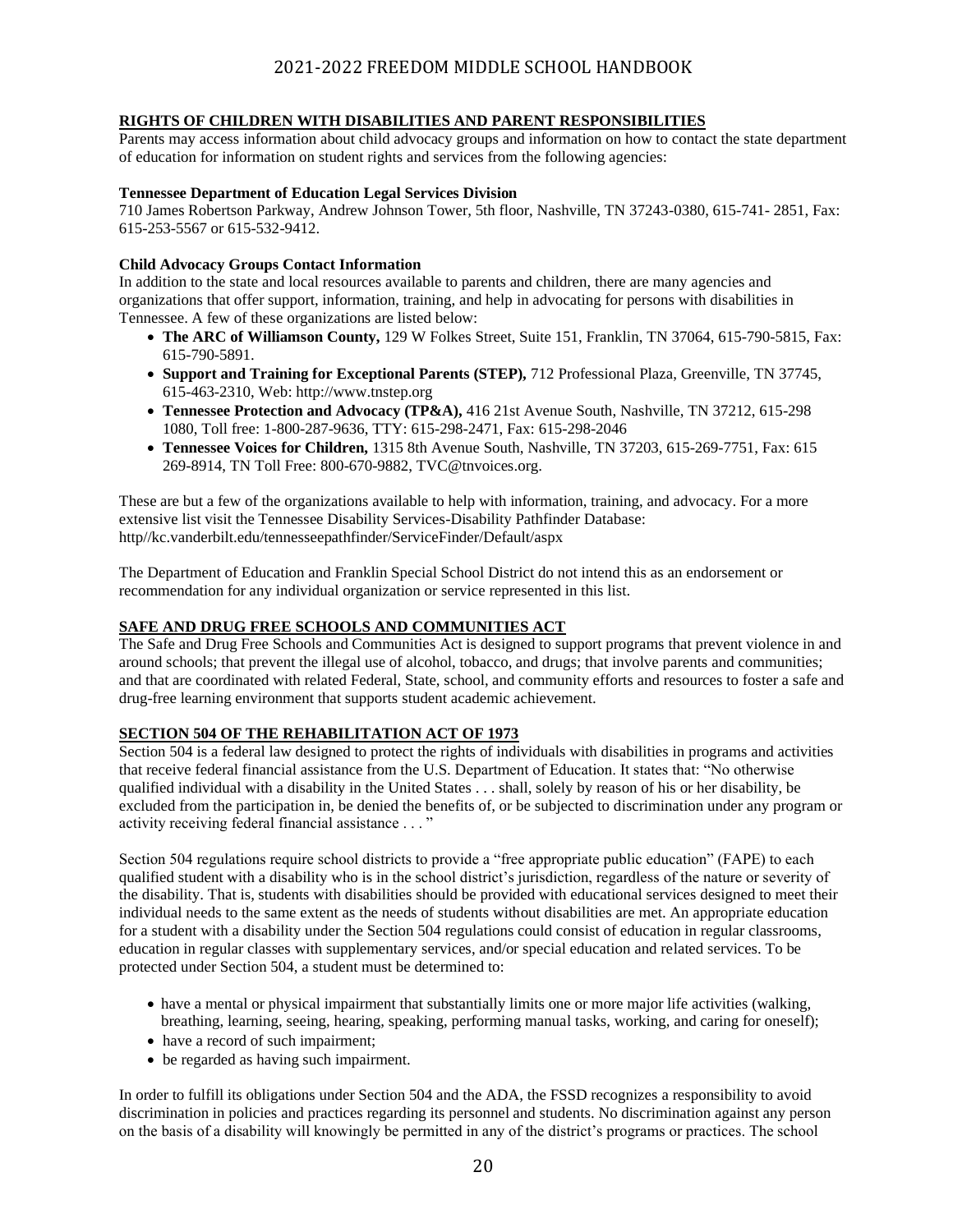## RIGHTS OF CHILDREN WITH DISABILITIES AND PARENT RESPONSIBILITIES

Parents may access information about child advocacy groups and information on how to contact the state department of education for information on student rights and services from the following agencies:

**Tennessee Department of Education Legal Services Division**

710 James Robertson Parkway, Andrew Johnson Tower, 5th floor, Nashville, TN 37243-0380, 615-741- 2851, Fax: 615-253-5567 or 615-532-9412.

**Child Advocacy Groups Contact Information**

In addition to the state and local resources available to parents and children, there are many agencies and organizations that offer support, information, training, and help in advocating for persons with disabilities in Tennessee. A few of these organizations are listed below:

- **The ARC of Williamson County,** 129 W Folkes Street, Suite 151, Franklin, TN 37064, 615-790-5815, Fax: 615-790-5891.
- **Support and Training for Exceptional Parents (STEP),** 712 Professional Plaza, Greenville, TN 37745, 615-463-2310, Web: http://www.tnstep.org
- **Tennessee Protection and Advocacy (TP&A),** 416 21st Avenue South, Nashville, TN 37212, 615-298 1080, Toll free: 1-800-287-9636, TTY: 615-298-2471, Fax: 615-298-2046
- **Tennessee Voices for Children,** 1315 8th Avenue South, Nashville, TN 37203, 615-269-7751, Fax: 615 269-8914, TN Toll Free: 800-670-9882, TVC@tnvoices.org.

These are but a few of the organizations available to help with information, training, and advocacy. For a more extensive list visit the Tennessee Disability Services-Disability Pathfinder Database: http//kc.vanderbilt.edu/tennesseepathfinder/ServiceFinder/Default/aspx

The Department of Education and Franklin Special School District do not intend this as an endorsement or recommendation for any individual organization or service represented in this list.

## SAFE AND DRUG FREE SCHOOLS AND COMMUNITIES ACT

The Safe and Drug Free Schools and Communities Act is designed to support programs that prevent violence in and around schools; that prevent the illegal use of alcohol, tobacco, and drugs; that involve parents and communities; and that are coordinated with related Federal, State, school, and community efforts and resources to foster a safe and drug-free learning environment that supports student academic achievement.

## SECTION 504 OF THE REHABILITATION ACT OF 1973

Section 504 is a federal law designed to protect the rights of individuals with disabilities in programs and activities that receive federal financial assistance from the U.S. Department of Education. It states that: "No otherwise qualified individual with a disability in the United States . . . shall, solely by reason of his or her disability, be excluded from the participation in, be denied the benefits of, or be subjected to discrimination under any program or activity receiving federal financial assistance . . . "

Section 504 regulations require school districts to provide a "free appropriate public education" (FAPE) to each qualified student with a disability who is in the school district's jurisdiction, regardless of the nature or severity of the disability. That is, students with disabilities should be provided with educational services designed to meet their individual needs to the same extent as the needs of students without disabilities are met. An appropriate education for a student with a disability under the Section 504 regulations could consist of education in regular classrooms, education in regular classes with supplementary services, and/or special education and related services. To be protected under Section 504, a student must be determined to:

- have a mental or physical impairment that substantially limits one or more major life activities (walking, breathing, learning, seeing, hearing, speaking, performing manual tasks, working, and caring for oneself);
- have a record of such impairment;
- be regarded as having such impairment.

In order to fulfill its obligations under Section 504 and the ADA, the FSSD recognizes a responsibility to avoid discrimination in policies and practices regarding its personnel and students. No discrimination against any person on the basis of a disability will knowingly be permitted in any of the district's programs or practices. The school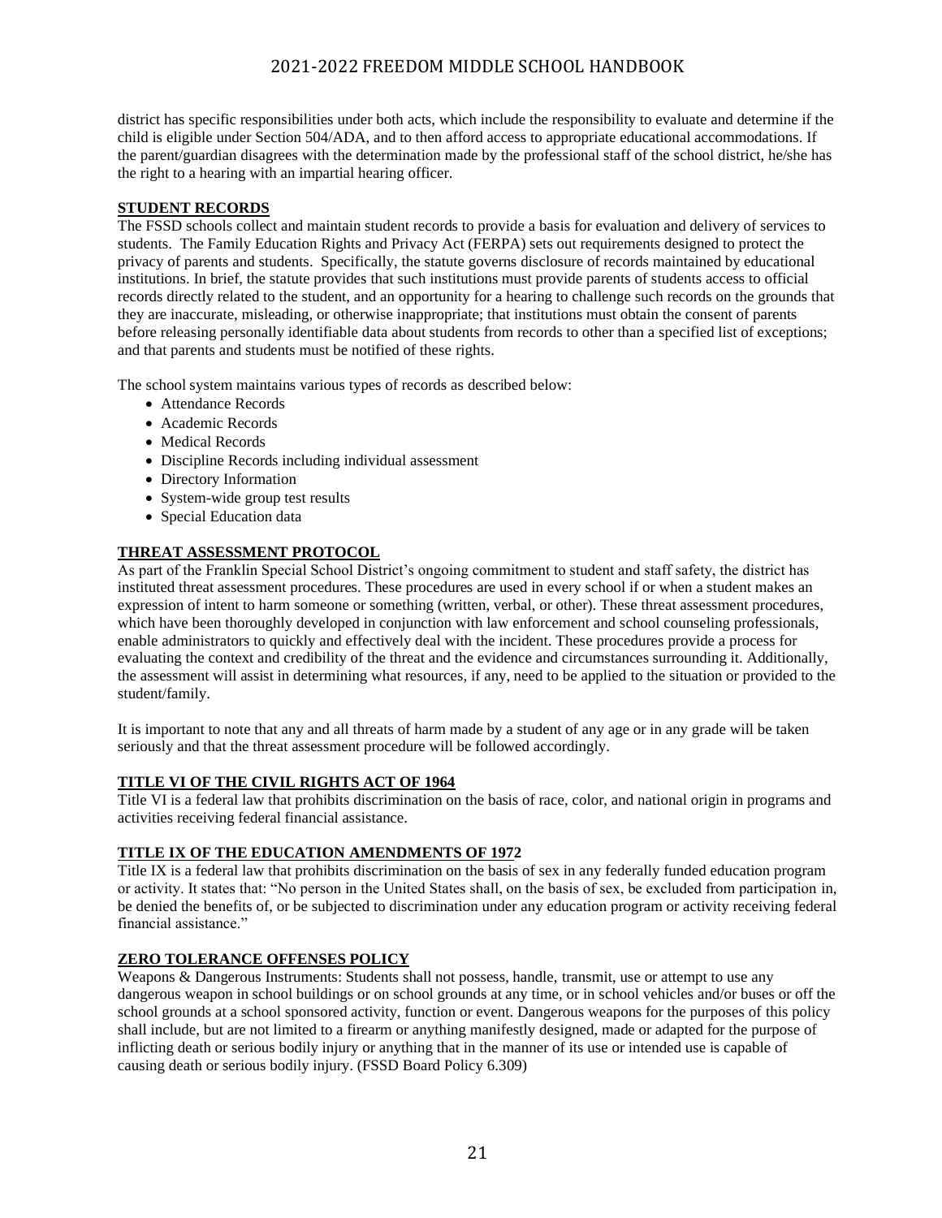district has specific responsibilities under both acts, which include the responsibility to evaluate and determine if the child is eligible under Section 504/ADA, and to then afford access to appropriate educational accommodations. If the parent/guardian disagrees with the determination made by the professional staff of the school district, he/she has the right to a hearing with an impartial hearing officer.

## STUDENT RECORDS

The FSSD schools collect and maintain student records to provide a basis for evaluation and delivery of services to students. The Family Education Rights and Privacy Act (FERPA) sets out requirements designed to protect the privacy of parents and students. Specifically, the statute governs disclosure of records maintained by educational institutions. In brief, the statute provides that such institutions must provide parents of students access to official records directly related to the student, and an opportunity for a hearing to challenge such records on the grounds that they are inaccurate, misleading, or otherwise inappropriate; that institutions must obtain the consent of parents before releasing personally identifiable data about students from records to other than a specified list of exceptions; and that parents and students must be notified of these rights.

The school system maintains various types of records as described below:

- Attendance Records
- Academic Records
- Medical Records
- Discipline Records including individual assessment
- Directory Information
- System-wide group test results
- Special Education data

## THREAT ASSESSMENT PROTOCOL

As part of the Franklin Special School District's ongoing commitment to student and staff safety, the district has instituted threat assessment procedures. These procedures are used in every school if or when a student makes an expression of intent to harm someone or something (written, verbal, or other). These threat assessment procedures, which have been thoroughly developed in conjunction with law enforcement and school counseling professionals, enable administrators to quickly and effectively deal with the incident. These procedures provide a process for evaluating the context and credibility of the threat and the evidence and circumstances surrounding it. Additionally, the assessment will assist in determining what resources, if any, need to be applied to the situation or provided to the student/family.

It is important to note that any and all threats of harm made by a student of any age or in any grade will be taken seriously and that the threat assessment procedure will be followed accordingly.

## TITLE VI OF THE CIVIL RIGHTS ACT OF 1964

Title VI is a federal law that prohibits discrimination on the basis of race, color, and national origin in programs and activities receiving federal financial assistance.

## TITLE IX OF THE EDUCATION AMENDMENTS OF 1972

Title IX is a federal law that prohibits discrimination on the basis of sex in any federally funded education program or activity. It states that: "No person in the United States shall, on the basis of sex, be excluded from participation in, be denied the benefits of, or be subjected to discrimination under any education program or activity receiving federal financial assistance."

## ZERO TOLERANCE OFFENSES POLICY

Weapons & Dangerous Instruments: Students shall not possess, handle, transmit, use or attempt to use any dangerous weapon in school buildings or on school grounds at any time, or in school vehicles and/or buses or off the school grounds at a school sponsored activity, function or event. Dangerous weapons for the purposes of this policy shall include, but are not limited to a firearm or anything manifestly designed, made or adapted for the purpose of inflicting death or serious bodily injury or anything that in the manner of its use or intended use is capable of causing death or serious bodily injury. (FSSD Board Policy 6.309)